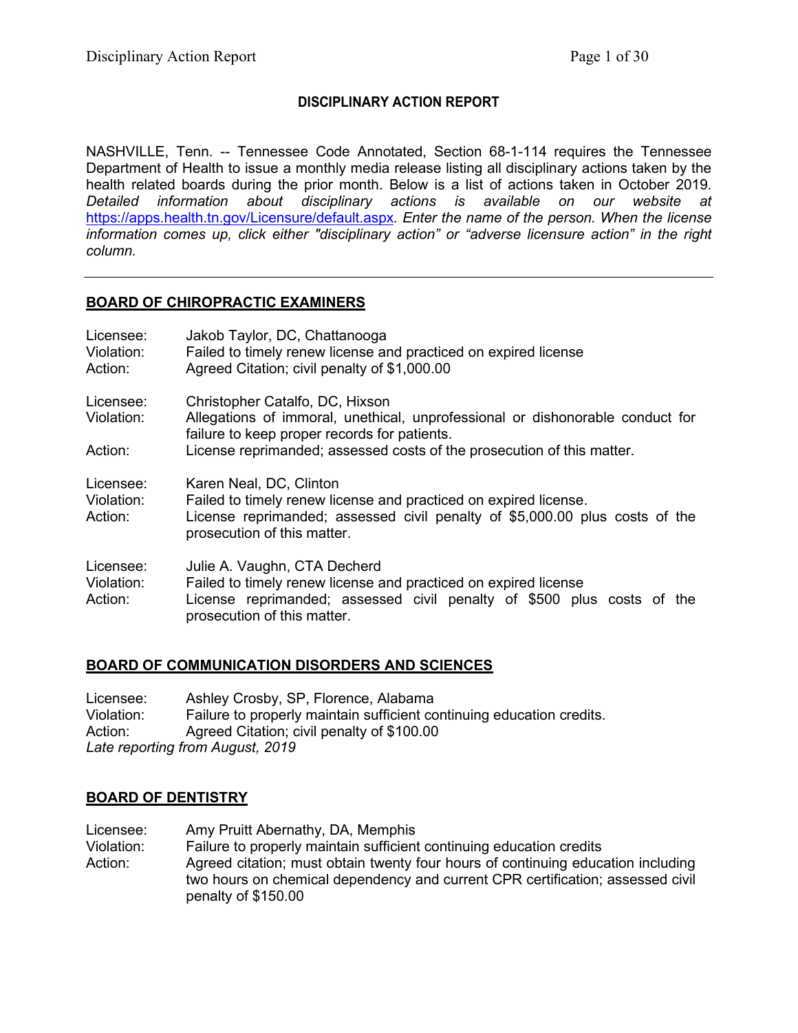# DISCIPLINARY ACTION REPORT

NASHVILLE, Tenn. -- Tennessee Code Annotated, Section 68-1-114 requires the Tennessee Department of Health to issue a monthly media release listing all disciplinary actions taken by the health related boards during the prior month. Below is a list of actions taken in October 2019. *Detailed information about disciplinary actions is available on our website at* [https://apps.health.tn.gov/Licensure/default.aspx](https://apps.health.tn.gov/Licensure/default.aspx). *Enter the name of the person. When the license information comes up, click either "disciplinary action" or "adverse licensure action" in the right column.*

---

## BOARD OF CHIROPRACTIC EXAMINERS

Licensee: Jakob Taylor, DC, Chattanooga
Violation: Failed to timely renew license and practiced on expired license
Action: Agreed Citation; civil penalty of $1,000.00

Licensee: Christopher Catalfo, DC, Hixson
Violation: Allegations of immoral, unethical, unprofessional or dishonorable conduct for failure to keep proper records for patients.
Action: License reprimanded; assessed costs of the prosecution of this matter.

Licensee: Karen Neal, DC, Clinton
Violation: Failed to timely renew license and practiced on expired license.
Action: License reprimanded; assessed civil penalty of $5,000.00 plus costs of the prosecution of this matter.

Licensee: Julie A. Vaughn, CTA Decherd
Violation: Failed to timely renew license and practiced on expired license
Action: License reprimanded; assessed civil penalty of $500 plus costs of the prosecution of this matter.

## BOARD OF COMMUNICATION DISORDERS AND SCIENCES

Licensee: Ashley Crosby, SP, Florence, Alabama
Violation: Failure to properly maintain sufficient continuing education credits.
Action: Agreed Citation; civil penalty of $100.00
*Late reporting from August, 2019*

## BOARD OF DENTISTRY

Licensee: Amy Pruitt Abernathy, DA, Memphis
Violation: Failure to properly maintain sufficient continuing education credits
Action: Agreed citation; must obtain twenty four hours of continuing education including two hours on chemical dependency and current CPR certification; assessed civil penalty of $150.00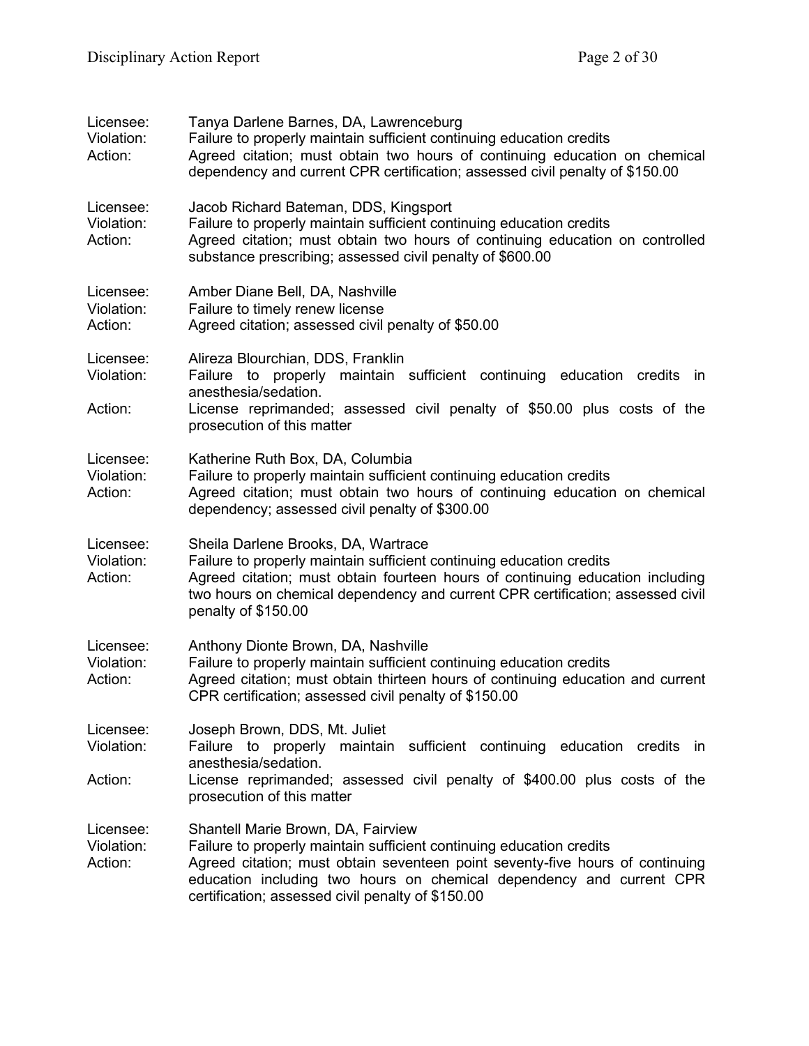Licensee: Tanya Darlene Barnes, DA, Lawrenceburg
Violation: Failure to properly maintain sufficient continuing education credits
Action: Agreed citation; must obtain two hours of continuing education on chemical dependency and current CPR certification; assessed civil penalty of $150.00

Licensee: Jacob Richard Bateman, DDS, Kingsport
Violation: Failure to properly maintain sufficient continuing education credits
Action: Agreed citation; must obtain two hours of continuing education on controlled substance prescribing; assessed civil penalty of $600.00

Licensee: Amber Diane Bell, DA, Nashville
Violation: Failure to timely renew license
Action: Agreed citation; assessed civil penalty of $50.00

Licensee: Alireza Blourchian, DDS, Franklin
Violation: Failure to properly maintain sufficient continuing education credits in anesthesia/sedation.
Action: License reprimanded; assessed civil penalty of $50.00 plus costs of the prosecution of this matter

Licensee: Katherine Ruth Box, DA, Columbia
Violation: Failure to properly maintain sufficient continuing education credits
Action: Agreed citation; must obtain two hours of continuing education on chemical dependency; assessed civil penalty of $300.00

Licensee: Sheila Darlene Brooks, DA, Wartrace
Violation: Failure to properly maintain sufficient continuing education credits
Action: Agreed citation; must obtain fourteen hours of continuing education including two hours on chemical dependency and current CPR certification; assessed civil penalty of $150.00

Licensee: Anthony Dionte Brown, DA, Nashville
Violation: Failure to properly maintain sufficient continuing education credits
Action: Agreed citation; must obtain thirteen hours of continuing education and current CPR certification; assessed civil penalty of $150.00

Licensee: Joseph Brown, DDS, Mt. Juliet
Violation: Failure to properly maintain sufficient continuing education credits in anesthesia/sedation.
Action: License reprimanded; assessed civil penalty of $400.00 plus costs of the prosecution of this matter

Licensee: Shantell Marie Brown, DA, Fairview
Violation: Failure to properly maintain sufficient continuing education credits
Action: Agreed citation; must obtain seventeen point seventy-five hours of continuing education including two hours on chemical dependency and current CPR certification; assessed civil penalty of $150.00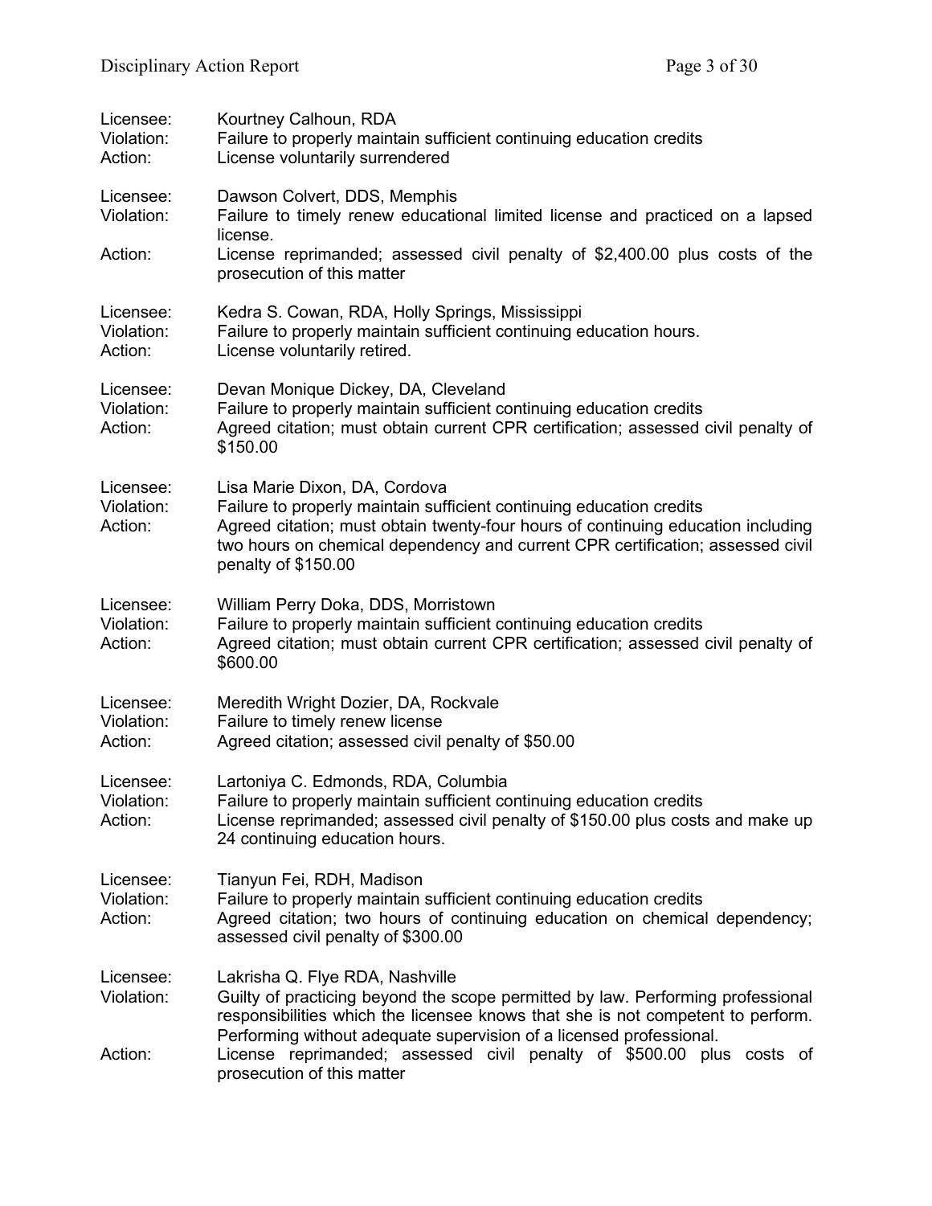Licensee: Kourtney Calhoun, RDA
Violation: Failure to properly maintain sufficient continuing education credits
Action: License voluntarily surrendered

Licensee: Dawson Colvert, DDS, Memphis
Violation: Failure to timely renew educational limited license and practiced on a lapsed license.
Action: License reprimanded; assessed civil penalty of $2,400.00 plus costs of the prosecution of this matter

Licensee: Kedra S. Cowan, RDA, Holly Springs, Mississippi
Violation: Failure to properly maintain sufficient continuing education hours.
Action: License voluntarily retired.

Licensee: Devan Monique Dickey, DA, Cleveland
Violation: Failure to properly maintain sufficient continuing education credits
Action: Agreed citation; must obtain current CPR certification; assessed civil penalty of $150.00

Licensee: Lisa Marie Dixon, DA, Cordova
Violation: Failure to properly maintain sufficient continuing education credits
Action: Agreed citation; must obtain twenty-four hours of continuing education including two hours on chemical dependency and current CPR certification; assessed civil penalty of $150.00

Licensee: William Perry Doka, DDS, Morristown
Violation: Failure to properly maintain sufficient continuing education credits
Action: Agreed citation; must obtain current CPR certification; assessed civil penalty of $600.00

Licensee: Meredith Wright Dozier, DA, Rockvale
Violation: Failure to timely renew license
Action: Agreed citation; assessed civil penalty of $50.00

Licensee: Lartoniya C. Edmonds, RDA, Columbia
Violation: Failure to properly maintain sufficient continuing education credits
Action: License reprimanded; assessed civil penalty of $150.00 plus costs and make up 24 continuing education hours.

Licensee: Tianyun Fei, RDH, Madison
Violation: Failure to properly maintain sufficient continuing education credits
Action: Agreed citation; two hours of continuing education on chemical dependency; assessed civil penalty of $300.00

Licensee: Lakrisha Q. Flye RDA, Nashville
Violation: Guilty of practicing beyond the scope permitted by law. Performing professional responsibilities which the licensee knows that she is not competent to perform. Performing without adequate supervision of a licensed professional.
Action: License reprimanded; assessed civil penalty of $500.00 plus costs of prosecution of this matter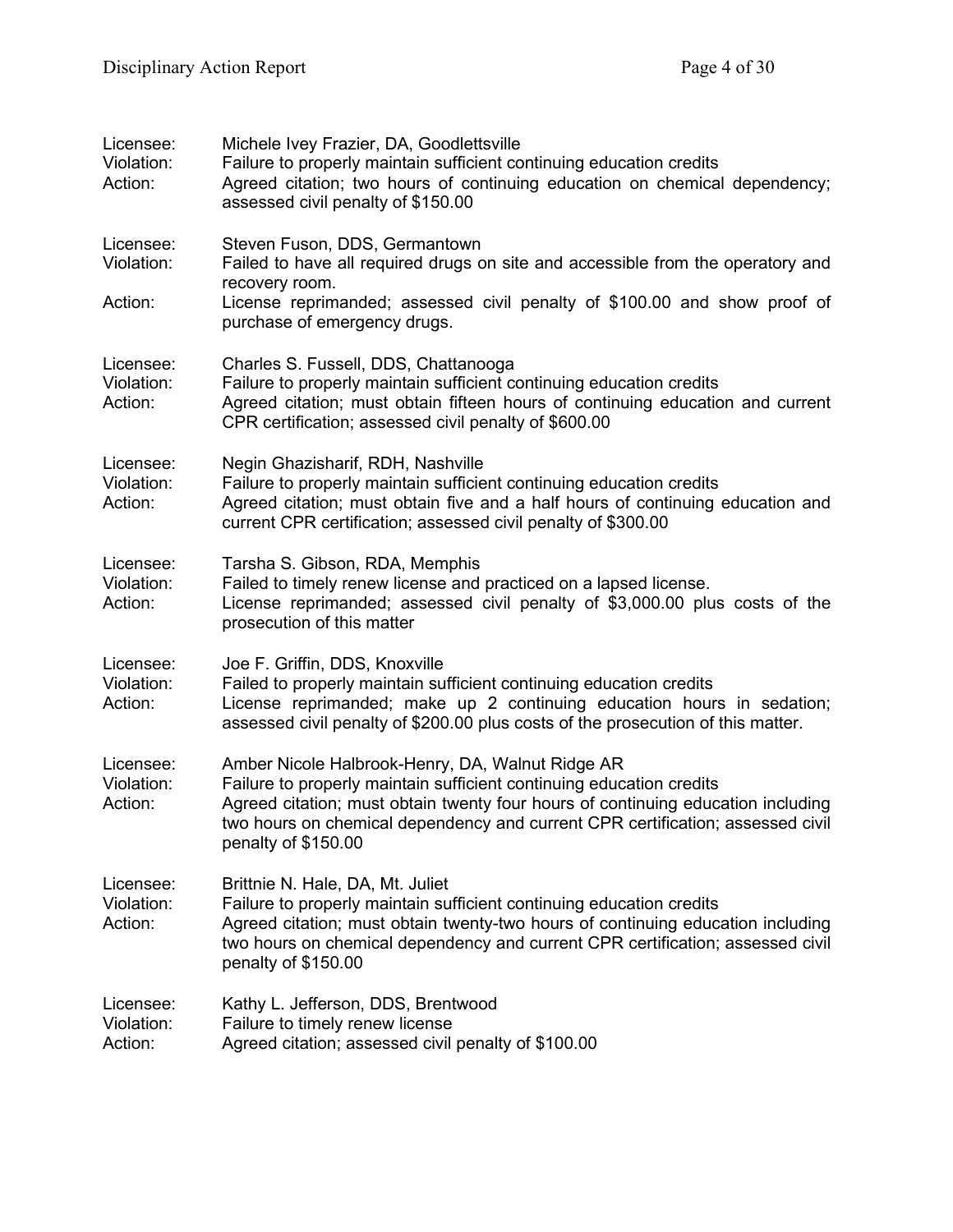Licensee: Michele Ivey Frazier, DA, Goodlettsville
Violation: Failure to properly maintain sufficient continuing education credits
Action: Agreed citation; two hours of continuing education on chemical dependency; assessed civil penalty of $150.00

Licensee: Steven Fuson, DDS, Germantown
Violation: Failed to have all required drugs on site and accessible from the operatory and recovery room.
Action: License reprimanded; assessed civil penalty of $100.00 and show proof of purchase of emergency drugs.

Licensee: Charles S. Fussell, DDS, Chattanooga
Violation: Failure to properly maintain sufficient continuing education credits
Action: Agreed citation; must obtain fifteen hours of continuing education and current CPR certification; assessed civil penalty of $600.00

Licensee: Negin Ghazisharif, RDH, Nashville
Violation: Failure to properly maintain sufficient continuing education credits
Action: Agreed citation; must obtain five and a half hours of continuing education and current CPR certification; assessed civil penalty of $300.00

Licensee: Tarsha S. Gibson, RDA, Memphis
Violation: Failed to timely renew license and practiced on a lapsed license.
Action: License reprimanded; assessed civil penalty of $3,000.00 plus costs of the prosecution of this matter

Licensee: Joe F. Griffin, DDS, Knoxville
Violation: Failed to properly maintain sufficient continuing education credits
Action: License reprimanded; make up 2 continuing education hours in sedation; assessed civil penalty of $200.00 plus costs of the prosecution of this matter.

Licensee: Amber Nicole Halbrook-Henry, DA, Walnut Ridge AR
Violation: Failure to properly maintain sufficient continuing education credits
Action: Agreed citation; must obtain twenty four hours of continuing education including two hours on chemical dependency and current CPR certification; assessed civil penalty of $150.00

Licensee: Brittnie N. Hale, DA, Mt. Juliet
Violation: Failure to properly maintain sufficient continuing education credits
Action: Agreed citation; must obtain twenty-two hours of continuing education including two hours on chemical dependency and current CPR certification; assessed civil penalty of $150.00

Licensee: Kathy L. Jefferson, DDS, Brentwood
Violation: Failure to timely renew license
Action: Agreed citation; assessed civil penalty of $100.00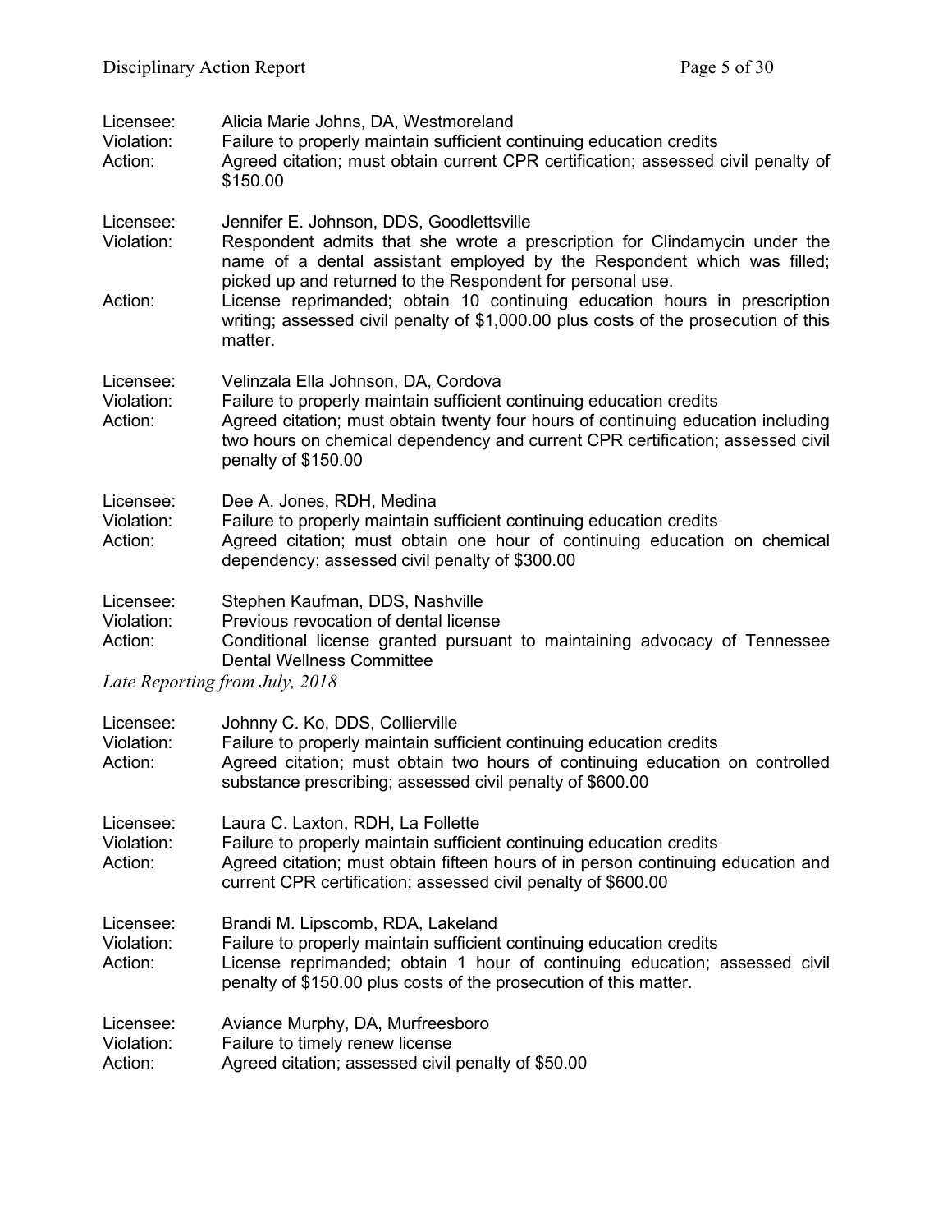Licensee: Alicia Marie Johns, DA, Westmoreland
Violation: Failure to properly maintain sufficient continuing education credits
Action: Agreed citation; must obtain current CPR certification; assessed civil penalty of $150.00

Licensee: Jennifer E. Johnson, DDS, Goodlettsville
Violation: Respondent admits that she wrote a prescription for Clindamycin under the name of a dental assistant employed by the Respondent which was filled; picked up and returned to the Respondent for personal use.
Action: License reprimanded; obtain 10 continuing education hours in prescription writing; assessed civil penalty of $1,000.00 plus costs of the prosecution of this matter.

Licensee: Velinzala Ella Johnson, DA, Cordova
Violation: Failure to properly maintain sufficient continuing education credits
Action: Agreed citation; must obtain twenty four hours of continuing education including two hours on chemical dependency and current CPR certification; assessed civil penalty of $150.00

Licensee: Dee A. Jones, RDH, Medina
Violation: Failure to properly maintain sufficient continuing education credits
Action: Agreed citation; must obtain one hour of continuing education on chemical dependency; assessed civil penalty of $300.00

Licensee: Stephen Kaufman, DDS, Nashville
Violation: Previous revocation of dental license
Action: Conditional license granted pursuant to maintaining advocacy of Tennessee Dental Wellness Committee

*Late Reporting from July, 2018*

Licensee: Johnny C. Ko, DDS, Collierville
Violation: Failure to properly maintain sufficient continuing education credits
Action: Agreed citation; must obtain two hours of continuing education on controlled substance prescribing; assessed civil penalty of $600.00

Licensee: Laura C. Laxton, RDH, La Follette
Violation: Failure to properly maintain sufficient continuing education credits
Action: Agreed citation; must obtain fifteen hours of in person continuing education and current CPR certification; assessed civil penalty of $600.00

Licensee: Brandi M. Lipscomb, RDA, Lakeland
Violation: Failure to properly maintain sufficient continuing education credits
Action: License reprimanded; obtain 1 hour of continuing education; assessed civil penalty of $150.00 plus costs of the prosecution of this matter.

Licensee: Aviance Murphy, DA, Murfreesboro
Violation: Failure to timely renew license
Action: Agreed citation; assessed civil penalty of $50.00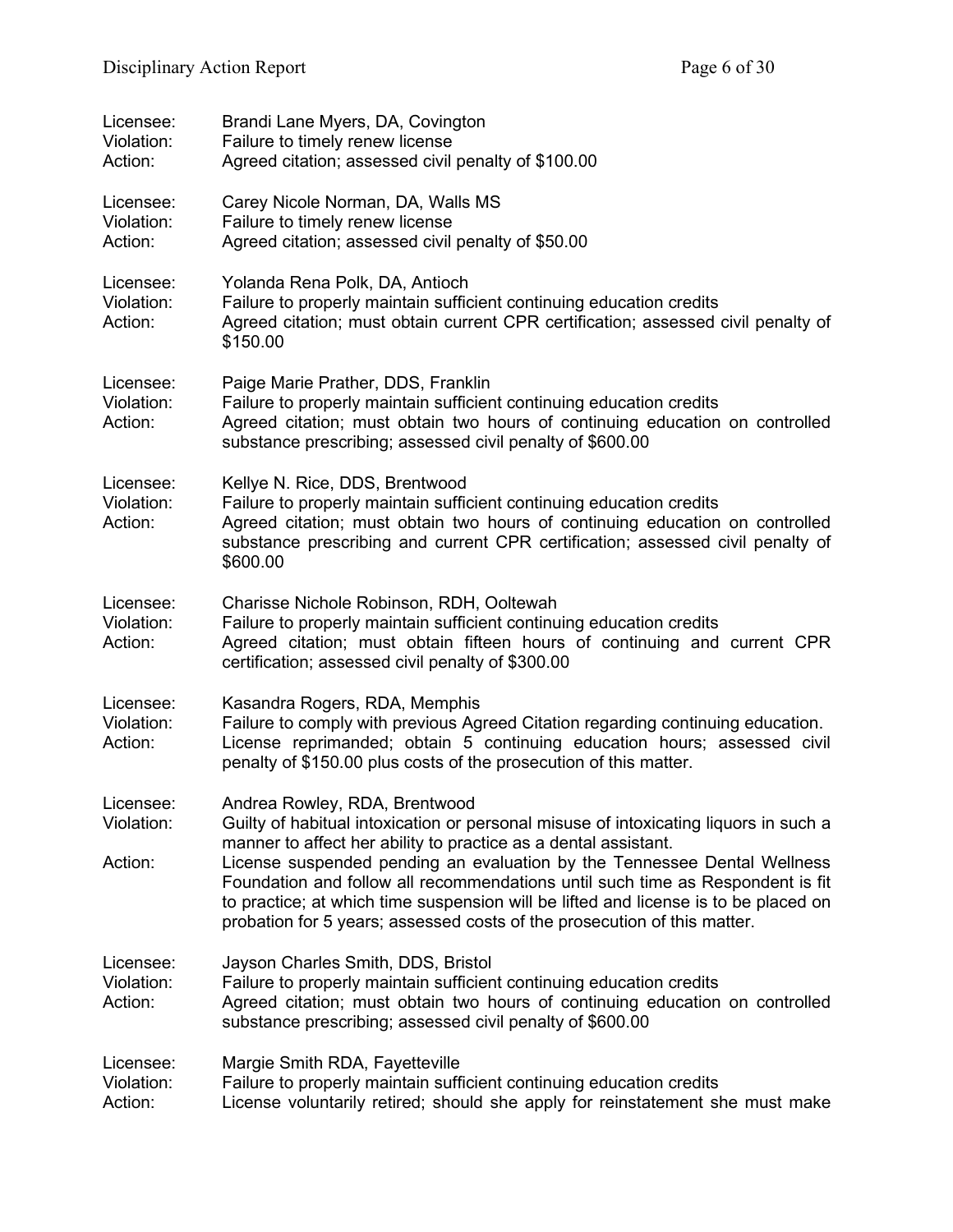Licensee: Brandi Lane Myers, DA, Covington
Violation: Failure to timely renew license
Action: Agreed citation; assessed civil penalty of $100.00

Licensee: Carey Nicole Norman, DA, Walls MS
Violation: Failure to timely renew license
Action: Agreed citation; assessed civil penalty of $50.00

Licensee: Yolanda Rena Polk, DA, Antioch
Violation: Failure to properly maintain sufficient continuing education credits
Action: Agreed citation; must obtain current CPR certification; assessed civil penalty of $150.00

Licensee: Paige Marie Prather, DDS, Franklin
Violation: Failure to properly maintain sufficient continuing education credits
Action: Agreed citation; must obtain two hours of continuing education on controlled substance prescribing; assessed civil penalty of $600.00

Licensee: Kellye N. Rice, DDS, Brentwood
Violation: Failure to properly maintain sufficient continuing education credits
Action: Agreed citation; must obtain two hours of continuing education on controlled substance prescribing and current CPR certification; assessed civil penalty of $600.00

Licensee: Charisse Nichole Robinson, RDH, Ooltewah
Violation: Failure to properly maintain sufficient continuing education credits
Action: Agreed citation; must obtain fifteen hours of continuing and current CPR certification; assessed civil penalty of $300.00

Licensee: Kasandra Rogers, RDA, Memphis
Violation: Failure to comply with previous Agreed Citation regarding continuing education.
Action: License reprimanded; obtain 5 continuing education hours; assessed civil penalty of $150.00 plus costs of the prosecution of this matter.

Licensee: Andrea Rowley, RDA, Brentwood
Violation: Guilty of habitual intoxication or personal misuse of intoxicating liquors in such a manner to affect her ability to practice as a dental assistant.
Action: License suspended pending an evaluation by the Tennessee Dental Wellness Foundation and follow all recommendations until such time as Respondent is fit to practice; at which time suspension will be lifted and license is to be placed on probation for 5 years; assessed costs of the prosecution of this matter.

Licensee: Jayson Charles Smith, DDS, Bristol
Violation: Failure to properly maintain sufficient continuing education credits
Action: Agreed citation; must obtain two hours of continuing education on controlled substance prescribing; assessed civil penalty of $600.00

Licensee: Margie Smith RDA, Fayetteville
Violation: Failure to properly maintain sufficient continuing education credits
Action: License voluntarily retired; should she apply for reinstatement she must make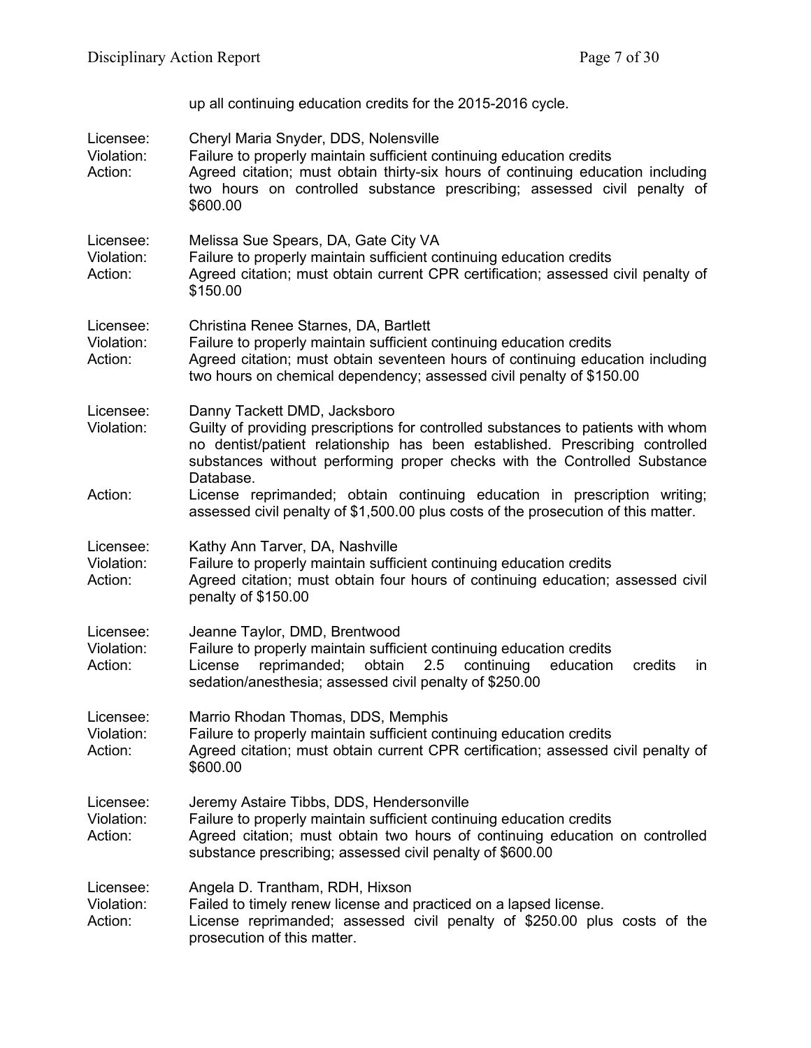up all continuing education credits for the 2015-2016 cycle.

Licensee: Cheryl Maria Snyder, DDS, Nolensville
Violation: Failure to properly maintain sufficient continuing education credits
Action: Agreed citation; must obtain thirty-six hours of continuing education including two hours on controlled substance prescribing; assessed civil penalty of $600.00

Licensee: Melissa Sue Spears, DA, Gate City VA
Violation: Failure to properly maintain sufficient continuing education credits
Action: Agreed citation; must obtain current CPR certification; assessed civil penalty of $150.00

Licensee: Christina Renee Starnes, DA, Bartlett
Violation: Failure to properly maintain sufficient continuing education credits
Action: Agreed citation; must obtain seventeen hours of continuing education including two hours on chemical dependency; assessed civil penalty of $150.00

Licensee: Danny Tackett DMD, Jacksboro
Violation: Guilty of providing prescriptions for controlled substances to patients with whom no dentist/patient relationship has been established. Prescribing controlled substances without performing proper checks with the Controlled Substance Database.
Action: License reprimanded; obtain continuing education in prescription writing; assessed civil penalty of $1,500.00 plus costs of the prosecution of this matter.

Licensee: Kathy Ann Tarver, DA, Nashville
Violation: Failure to properly maintain sufficient continuing education credits
Action: Agreed citation; must obtain four hours of continuing education; assessed civil penalty of $150.00

Licensee: Jeanne Taylor, DMD, Brentwood
Violation: Failure to properly maintain sufficient continuing education credits
Action: License reprimanded; obtain 2.5 continuing education credits in sedation/anesthesia; assessed civil penalty of $250.00

Licensee: Marrio Rhodan Thomas, DDS, Memphis
Violation: Failure to properly maintain sufficient continuing education credits
Action: Agreed citation; must obtain current CPR certification; assessed civil penalty of $600.00

Licensee: Jeremy Astaire Tibbs, DDS, Hendersonville
Violation: Failure to properly maintain sufficient continuing education credits
Action: Agreed citation; must obtain two hours of continuing education on controlled substance prescribing; assessed civil penalty of $600.00

Licensee: Angela D. Trantham, RDH, Hixson
Violation: Failed to timely renew license and practiced on a lapsed license.
Action: License reprimanded; assessed civil penalty of $250.00 plus costs of the prosecution of this matter.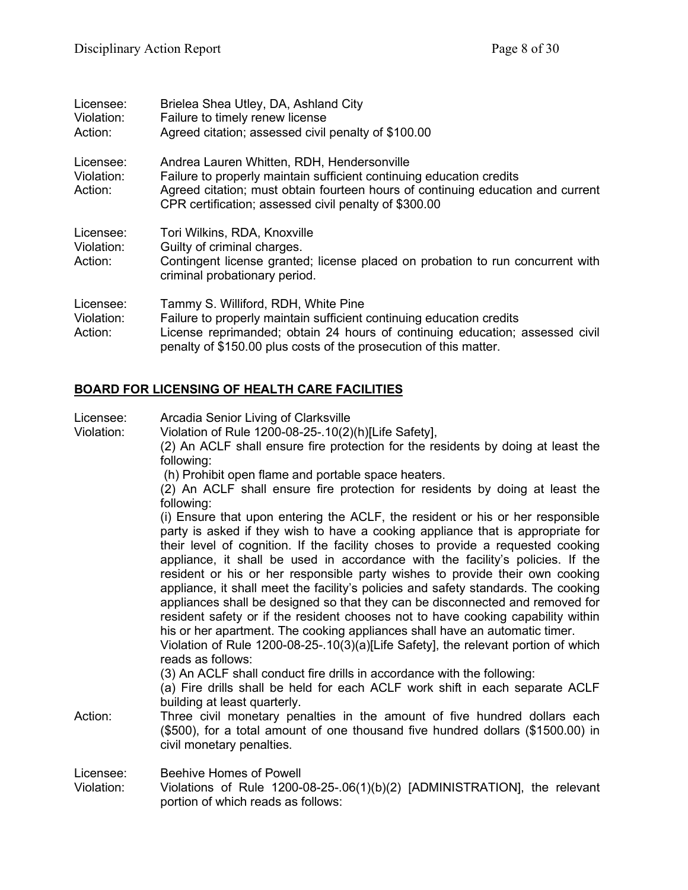Licensee: Brielea Shea Utley, DA, Ashland City
Violation: Failure to timely renew license
Action: Agreed citation; assessed civil penalty of $100.00

Licensee: Andrea Lauren Whitten, RDH, Hendersonville
Violation: Failure to properly maintain sufficient continuing education credits
Action: Agreed citation; must obtain fourteen hours of continuing education and current CPR certification; assessed civil penalty of $300.00

Licensee: Tori Wilkins, RDA, Knoxville
Violation: Guilty of criminal charges.
Action: Contingent license granted; license placed on probation to run concurrent with criminal probationary period.

Licensee: Tammy S. Williford, RDH, White Pine
Violation: Failure to properly maintain sufficient continuing education credits
Action: License reprimanded; obtain 24 hours of continuing education; assessed civil penalty of $150.00 plus costs of the prosecution of this matter.

## BOARD FOR LICENSING OF HEALTH CARE FACILITIES

Licensee: Arcadia Senior Living of Clarksville
Violation: Violation of Rule 1200-08-25-.10(2)(h)[Life Safety],
(2) An ACLF shall ensure fire protection for the residents by doing at least the following:
(h) Prohibit open flame and portable space heaters.
(2) An ACLF shall ensure fire protection for residents by doing at least the following:
(i) Ensure that upon entering the ACLF, the resident or his or her responsible party is asked if they wish to have a cooking appliance that is appropriate for their level of cognition. If the facility choses to provide a requested cooking appliance, it shall be used in accordance with the facility's policies. If the resident or his or her responsible party wishes to provide their own cooking appliance, it shall meet the facility's policies and safety standards. The cooking appliances shall be designed so that they can be disconnected and removed for resident safety or if the resident chooses not to have cooking capability within his or her apartment. The cooking appliances shall have an automatic timer.
Violation of Rule 1200-08-25-.10(3)(a)[Life Safety], the relevant portion of which reads as follows:
(3) An ACLF shall conduct fire drills in accordance with the following:
(a) Fire drills shall be held for each ACLF work shift in each separate ACLF building at least quarterly.
Action: Three civil monetary penalties in the amount of five hundred dollars each ($500), for a total amount of one thousand five hundred dollars ($1500.00) in civil monetary penalties.

Licensee: Beehive Homes of Powell
Violation: Violations of Rule 1200-08-25-.06(1)(b)(2) [ADMINISTRATION], the relevant portion of which reads as follows: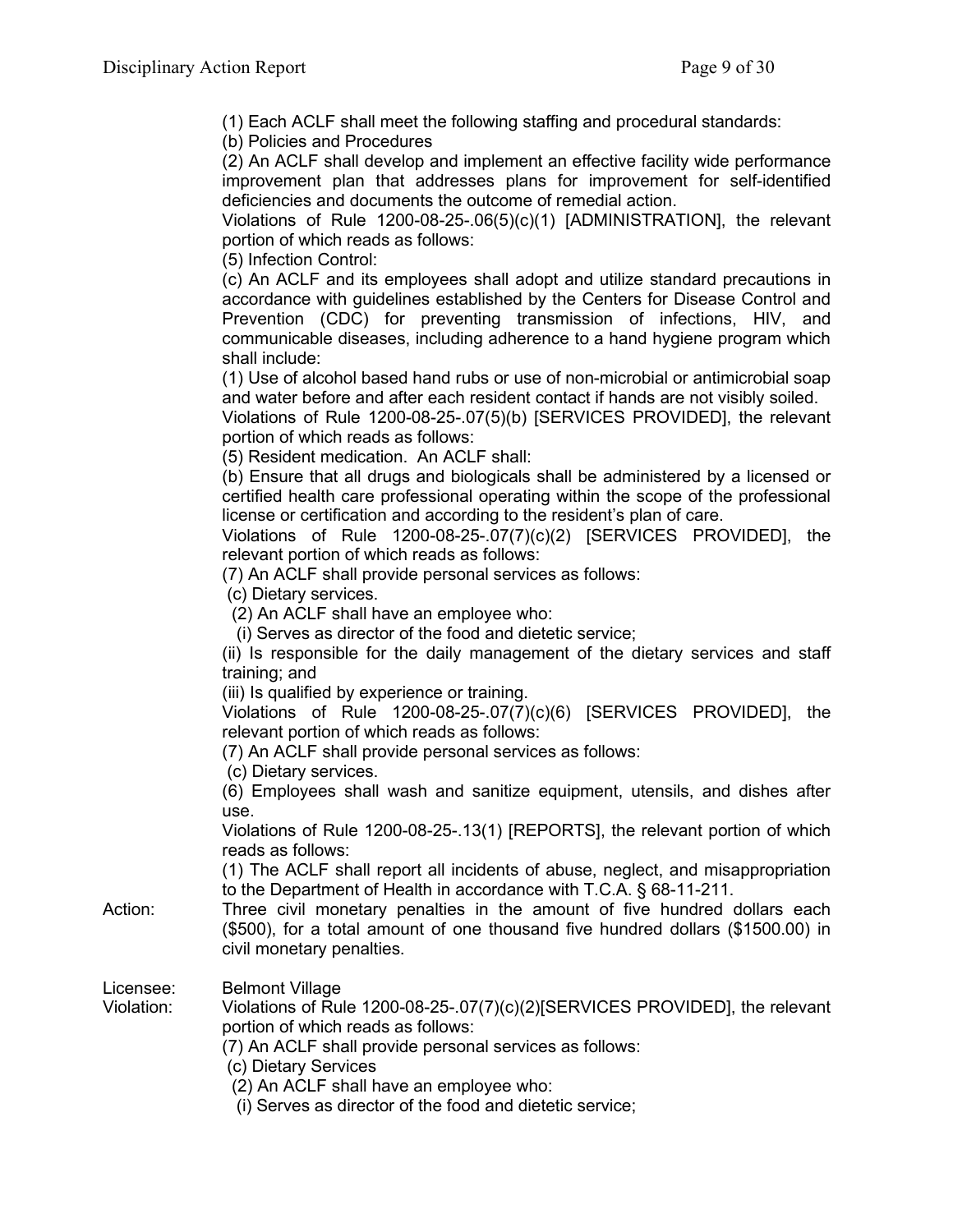(1) Each ACLF shall meet the following staffing and procedural standards:

(b) Policies and Procedures

(2) An ACLF shall develop and implement an effective facility wide performance improvement plan that addresses plans for improvement for self-identified deficiencies and documents the outcome of remedial action.

Violations of Rule 1200-08-25-.06(5)(c)(1) [ADMINISTRATION], the relevant portion of which reads as follows:

(5) Infection Control:

(c) An ACLF and its employees shall adopt and utilize standard precautions in accordance with guidelines established by the Centers for Disease Control and Prevention (CDC) for preventing transmission of infections, HIV, and communicable diseases, including adherence to a hand hygiene program which shall include:

(1) Use of alcohol based hand rubs or use of non-microbial or antimicrobial soap and water before and after each resident contact if hands are not visibly soiled.

Violations of Rule 1200-08-25-.07(5)(b) [SERVICES PROVIDED], the relevant portion of which reads as follows:

(5) Resident medication. An ACLF shall:

(b) Ensure that all drugs and biologicals shall be administered by a licensed or certified health care professional operating within the scope of the professional license or certification and according to the resident's plan of care.

Violations of Rule 1200-08-25-.07(7)(c)(2) [SERVICES PROVIDED], the relevant portion of which reads as follows:

(7) An ACLF shall provide personal services as follows:

(c) Dietary services.

(2) An ACLF shall have an employee who:

(i) Serves as director of the food and dietetic service;

(ii) Is responsible for the daily management of the dietary services and staff training; and

(iii) Is qualified by experience or training.

Violations of Rule 1200-08-25-.07(7)(c)(6) [SERVICES PROVIDED], the relevant portion of which reads as follows:

(7) An ACLF shall provide personal services as follows:

(c) Dietary services.

(6) Employees shall wash and sanitize equipment, utensils, and dishes after use.

Violations of Rule 1200-08-25-.13(1) [REPORTS], the relevant portion of which reads as follows:

(1) The ACLF shall report all incidents of abuse, neglect, and misappropriation to the Department of Health in accordance with T.C.A. § 68-11-211.

Action: Three civil monetary penalties in the amount of five hundred dollars each ($500), for a total amount of one thousand five hundred dollars ($1500.00) in civil monetary penalties.

Licensee: Belmont Village

Violation: Violations of Rule 1200-08-25-.07(7)(c)(2)[SERVICES PROVIDED], the relevant portion of which reads as follows:

(7) An ACLF shall provide personal services as follows:

(c) Dietary Services

(2) An ACLF shall have an employee who:

(i) Serves as director of the food and dietetic service;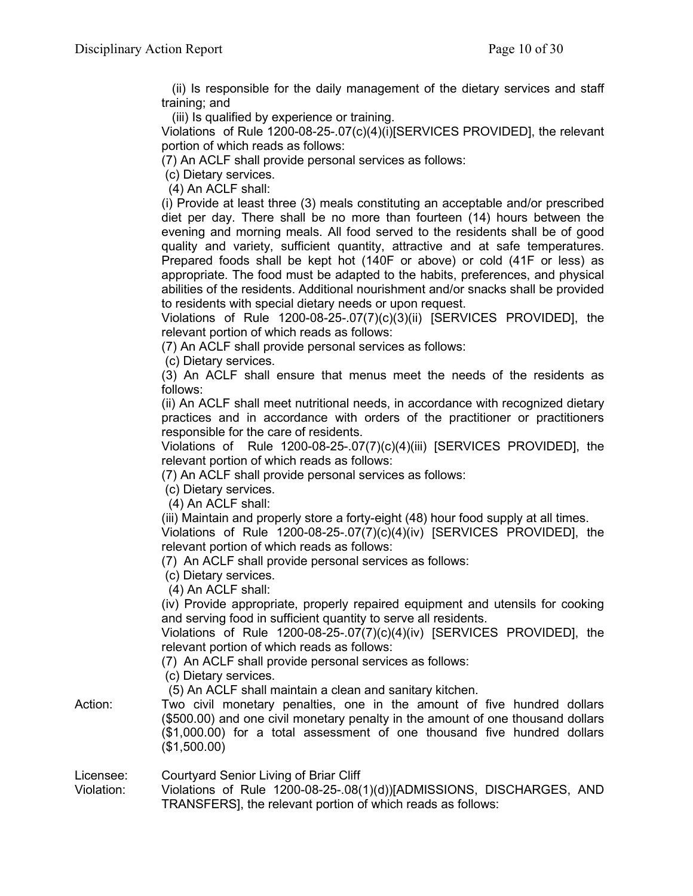(ii) Is responsible for the daily management of the dietary services and staff training; and

(iii) Is qualified by experience or training.

Violations of Rule 1200-08-25-.07(c)(4)(i)[SERVICES PROVIDED], the relevant portion of which reads as follows:

(7) An ACLF shall provide personal services as follows:

(c) Dietary services.

(4) An ACLF shall:

(i) Provide at least three (3) meals constituting an acceptable and/or prescribed diet per day. There shall be no more than fourteen (14) hours between the evening and morning meals. All food served to the residents shall be of good quality and variety, sufficient quantity, attractive and at safe temperatures. Prepared foods shall be kept hot (140F or above) or cold (41F or less) as appropriate. The food must be adapted to the habits, preferences, and physical abilities of the residents. Additional nourishment and/or snacks shall be provided to residents with special dietary needs or upon request.

Violations of Rule 1200-08-25-.07(7)(c)(3)(ii) [SERVICES PROVIDED], the relevant portion of which reads as follows:

(7) An ACLF shall provide personal services as follows:

(c) Dietary services.

(3) An ACLF shall ensure that menus meet the needs of the residents as follows:

(ii) An ACLF shall meet nutritional needs, in accordance with recognized dietary practices and in accordance with orders of the practitioner or practitioners responsible for the care of residents.

Violations of Rule 1200-08-25-.07(7)(c)(4)(iii) [SERVICES PROVIDED], the relevant portion of which reads as follows:

(7) An ACLF shall provide personal services as follows:

(c) Dietary services.

(4) An ACLF shall:

(iii) Maintain and properly store a forty-eight (48) hour food supply at all times.

Violations of Rule 1200-08-25-.07(7)(c)(4)(iv) [SERVICES PROVIDED], the relevant portion of which reads as follows:

(7) An ACLF shall provide personal services as follows:

(c) Dietary services.

(4) An ACLF shall:

(iv) Provide appropriate, properly repaired equipment and utensils for cooking and serving food in sufficient quantity to serve all residents.

Violations of Rule 1200-08-25-.07(7)(c)(4)(iv) [SERVICES PROVIDED], the relevant portion of which reads as follows:

(7) An ACLF shall provide personal services as follows:

(c) Dietary services.

(5) An ACLF shall maintain a clean and sanitary kitchen.

Action: Two civil monetary penalties, one in the amount of five hundred dollars ($500.00) and one civil monetary penalty in the amount of one thousand dollars ($1,000.00) for a total assessment of one thousand five hundred dollars ($1,500.00)

Licensee: Courtyard Senior Living of Briar Cliff

Violation: Violations of Rule 1200-08-25-.08(1)(d))[ADMISSIONS, DISCHARGES, AND TRANSFERS], the relevant portion of which reads as follows: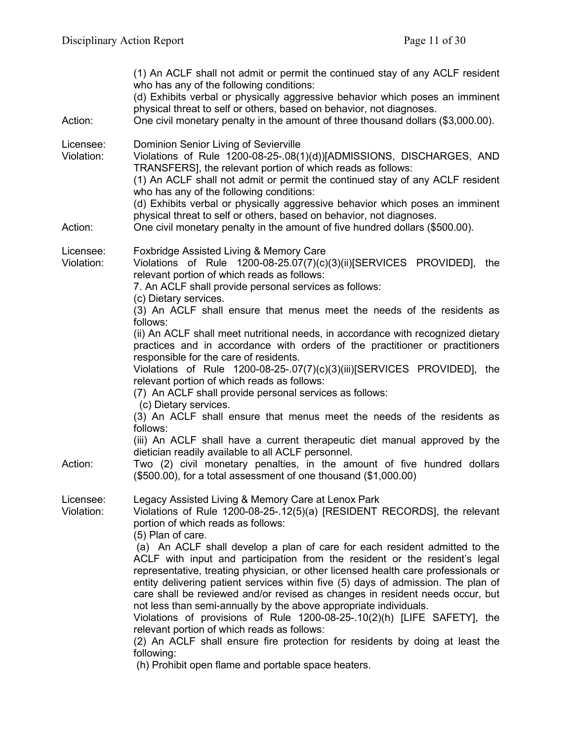(1) An ACLF shall not admit or permit the continued stay of any ACLF resident who has any of the following conditions:
(d) Exhibits verbal or physically aggressive behavior which poses an imminent physical threat to self or others, based on behavior, not diagnoses.

Action: One civil monetary penalty in the amount of three thousand dollars ($3,000.00).

Licensee: Dominion Senior Living of Sevierville

Violation: Violations of Rule 1200-08-25-.08(1)(d))[ADMISSIONS, DISCHARGES, AND TRANSFERS], the relevant portion of which reads as follows:
(1) An ACLF shall not admit or permit the continued stay of any ACLF resident who has any of the following conditions:
(d) Exhibits verbal or physically aggressive behavior which poses an imminent physical threat to self or others, based on behavior, not diagnoses.

Action: One civil monetary penalty in the amount of five hundred dollars ($500.00).

Licensee: Foxbridge Assisted Living & Memory Care

Violation: Violations of Rule 1200-08-25.07(7)(c)(3)(ii)[SERVICES PROVIDED], the relevant portion of which reads as follows:
7. An ACLF shall provide personal services as follows:
(c) Dietary services.
(3) An ACLF shall ensure that menus meet the needs of the residents as follows:
(ii) An ACLF shall meet nutritional needs, in accordance with recognized dietary practices and in accordance with orders of the practitioner or practitioners responsible for the care of residents.
Violations of Rule 1200-08-25-.07(7)(c)(3)(iii)[SERVICES PROVIDED], the relevant portion of which reads as follows:
(7) An ACLF shall provide personal services as follows:
(c) Dietary services.
(3) An ACLF shall ensure that menus meet the needs of the residents as follows:
(iii) An ACLF shall have a current therapeutic diet manual approved by the dietician readily available to all ACLF personnel.

Action: Two (2) civil monetary penalties, in the amount of five hundred dollars ($500.00), for a total assessment of one thousand ($1,000.00)

Licensee: Legacy Assisted Living & Memory Care at Lenox Park

Violation: Violations of Rule 1200-08-25-.12(5)(a) [RESIDENT RECORDS], the relevant portion of which reads as follows:
(5) Plan of care.
(a) An ACLF shall develop a plan of care for each resident admitted to the ACLF with input and participation from the resident or the resident's legal representative, treating physician, or other licensed health care professionals or entity delivering patient services within five (5) days of admission. The plan of care shall be reviewed and/or revised as changes in resident needs occur, but not less than semi-annually by the above appropriate individuals.
Violations of provisions of Rule 1200-08-25-.10(2)(h) [LIFE SAFETY], the relevant portion of which reads as follows:
(2) An ACLF shall ensure fire protection for residents by doing at least the following:
(h) Prohibit open flame and portable space heaters.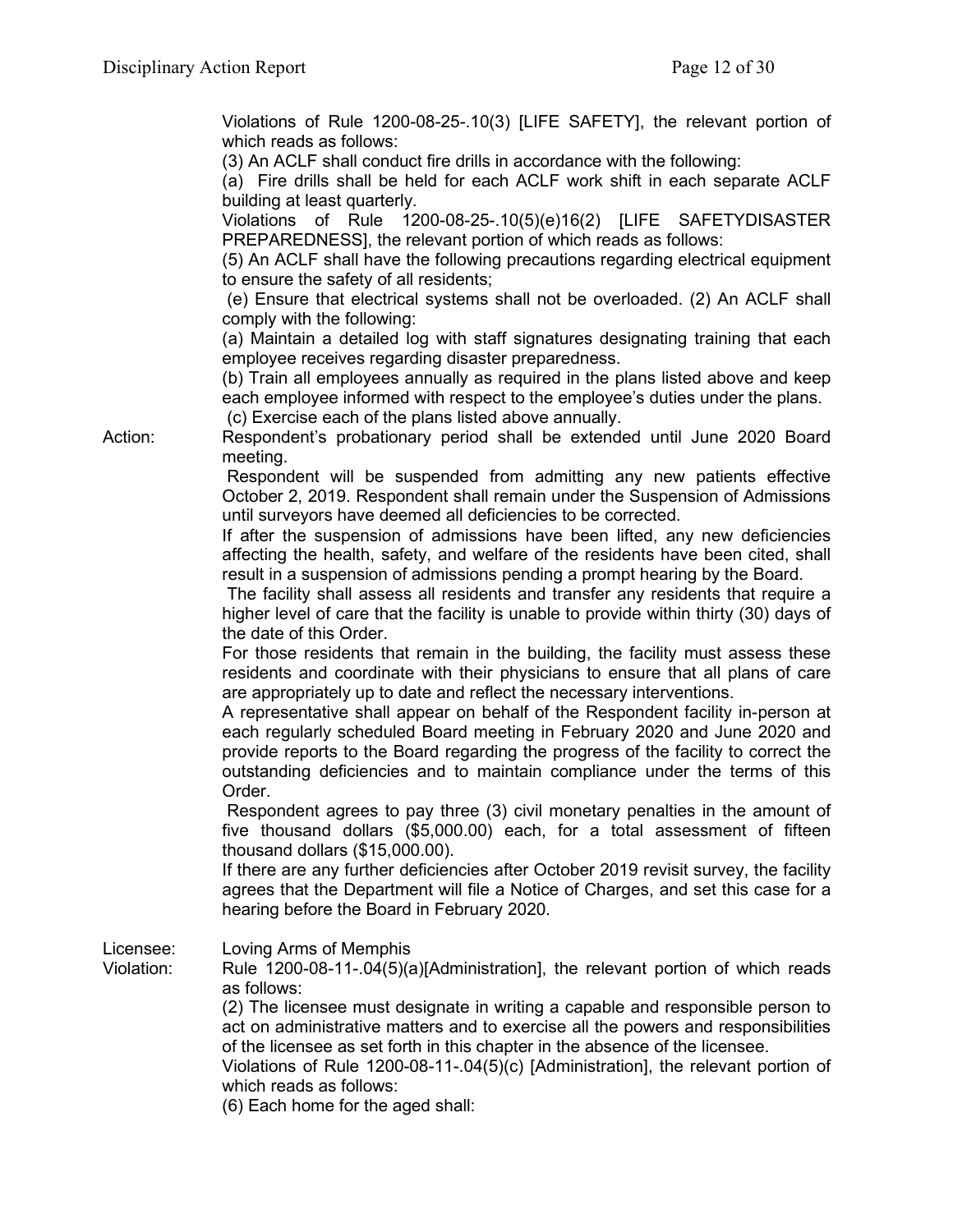Violations of Rule 1200-08-25-.10(3) [LIFE SAFETY], the relevant portion of which reads as follows:

(3) An ACLF shall conduct fire drills in accordance with the following:

(a) Fire drills shall be held for each ACLF work shift in each separate ACLF building at least quarterly.

Violations of Rule 1200-08-25-.10(5)(e)16(2) [LIFE SAFETYDISASTER PREPAREDNESS], the relevant portion of which reads as follows:

(5) An ACLF shall have the following precautions regarding electrical equipment to ensure the safety of all residents;

(e) Ensure that electrical systems shall not be overloaded. (2) An ACLF shall comply with the following:

(a) Maintain a detailed log with staff signatures designating training that each employee receives regarding disaster preparedness.

(b) Train all employees annually as required in the plans listed above and keep each employee informed with respect to the employee's duties under the plans.

(c) Exercise each of the plans listed above annually.

Action: Respondent's probationary period shall be extended until June 2020 Board meeting.

Respondent will be suspended from admitting any new patients effective October 2, 2019. Respondent shall remain under the Suspension of Admissions until surveyors have deemed all deficiencies to be corrected.

If after the suspension of admissions have been lifted, any new deficiencies affecting the health, safety, and welfare of the residents have been cited, shall result in a suspension of admissions pending a prompt hearing by the Board.

The facility shall assess all residents and transfer any residents that require a higher level of care that the facility is unable to provide within thirty (30) days of the date of this Order.

For those residents that remain in the building, the facility must assess these residents and coordinate with their physicians to ensure that all plans of care are appropriately up to date and reflect the necessary interventions.

A representative shall appear on behalf of the Respondent facility in-person at each regularly scheduled Board meeting in February 2020 and June 2020 and provide reports to the Board regarding the progress of the facility to correct the outstanding deficiencies and to maintain compliance under the terms of this Order.

Respondent agrees to pay three (3) civil monetary penalties in the amount of five thousand dollars ($5,000.00) each, for a total assessment of fifteen thousand dollars ($15,000.00).

If there are any further deficiencies after October 2019 revisit survey, the facility agrees that the Department will file a Notice of Charges, and set this case for a hearing before the Board in February 2020.

Licensee: Loving Arms of Memphis

Violation: Rule 1200-08-11-.04(5)(a)[Administration], the relevant portion of which reads as follows:

(2) The licensee must designate in writing a capable and responsible person to act on administrative matters and to exercise all the powers and responsibilities of the licensee as set forth in this chapter in the absence of the licensee.

Violations of Rule 1200-08-11-.04(5)(c) [Administration], the relevant portion of which reads as follows:

(6) Each home for the aged shall: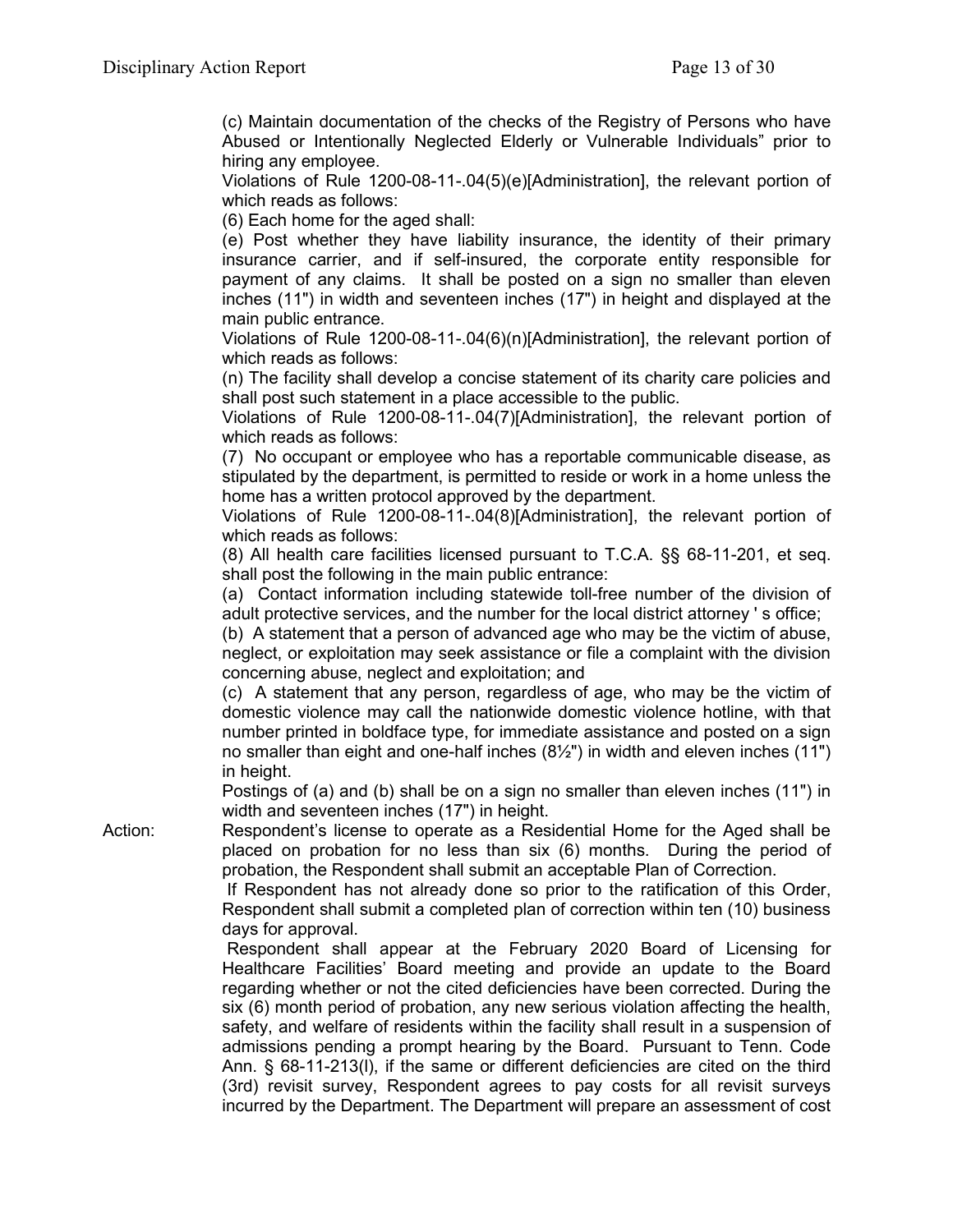(c) Maintain documentation of the checks of the Registry of Persons who have Abused or Intentionally Neglected Elderly or Vulnerable Individuals" prior to hiring any employee.

Violations of Rule 1200-08-11-.04(5)(e)[Administration], the relevant portion of which reads as follows:

(6) Each home for the aged shall:

(e) Post whether they have liability insurance, the identity of their primary insurance carrier, and if self-insured, the corporate entity responsible for payment of any claims. It shall be posted on a sign no smaller than eleven inches (11") in width and seventeen inches (17") in height and displayed at the main public entrance.

Violations of Rule 1200-08-11-.04(6)(n)[Administration], the relevant portion of which reads as follows:

(n) The facility shall develop a concise statement of its charity care policies and shall post such statement in a place accessible to the public.

Violations of Rule 1200-08-11-.04(7)[Administration], the relevant portion of which reads as follows:

(7) No occupant or employee who has a reportable communicable disease, as stipulated by the department, is permitted to reside or work in a home unless the home has a written protocol approved by the department.

Violations of Rule 1200-08-11-.04(8)[Administration], the relevant portion of which reads as follows:

(8) All health care facilities licensed pursuant to T.C.A. §§ 68-11-201, et seq. shall post the following in the main public entrance:

(a) Contact information including statewide toll-free number of the division of adult protective services, and the number for the local district attorney ' s office;

(b) A statement that a person of advanced age who may be the victim of abuse, neglect, or exploitation may seek assistance or file a complaint with the division concerning abuse, neglect and exploitation; and

(c) A statement that any person, regardless of age, who may be the victim of domestic violence may call the nationwide domestic violence hotline, with that number printed in boldface type, for immediate assistance and posted on a sign no smaller than eight and one-half inches (8½") in width and eleven inches (11") in height.

Postings of (a) and (b) shall be on a sign no smaller than eleven inches (11") in width and seventeen inches (17") in height.

Action: Respondent's license to operate as a Residential Home for the Aged shall be placed on probation for no less than six (6) months. During the period of probation, the Respondent shall submit an acceptable Plan of Correction.

If Respondent has not already done so prior to the ratification of this Order, Respondent shall submit a completed plan of correction within ten (10) business days for approval.

Respondent shall appear at the February 2020 Board of Licensing for Healthcare Facilities' Board meeting and provide an update to the Board regarding whether or not the cited deficiencies have been corrected. During the six (6) month period of probation, any new serious violation affecting the health, safety, and welfare of residents within the facility shall result in a suspension of admissions pending a prompt hearing by the Board. Pursuant to Tenn. Code Ann. § 68-11-213(l), if the same or different deficiencies are cited on the third (3rd) revisit survey, Respondent agrees to pay costs for all revisit surveys incurred by the Department. The Department will prepare an assessment of cost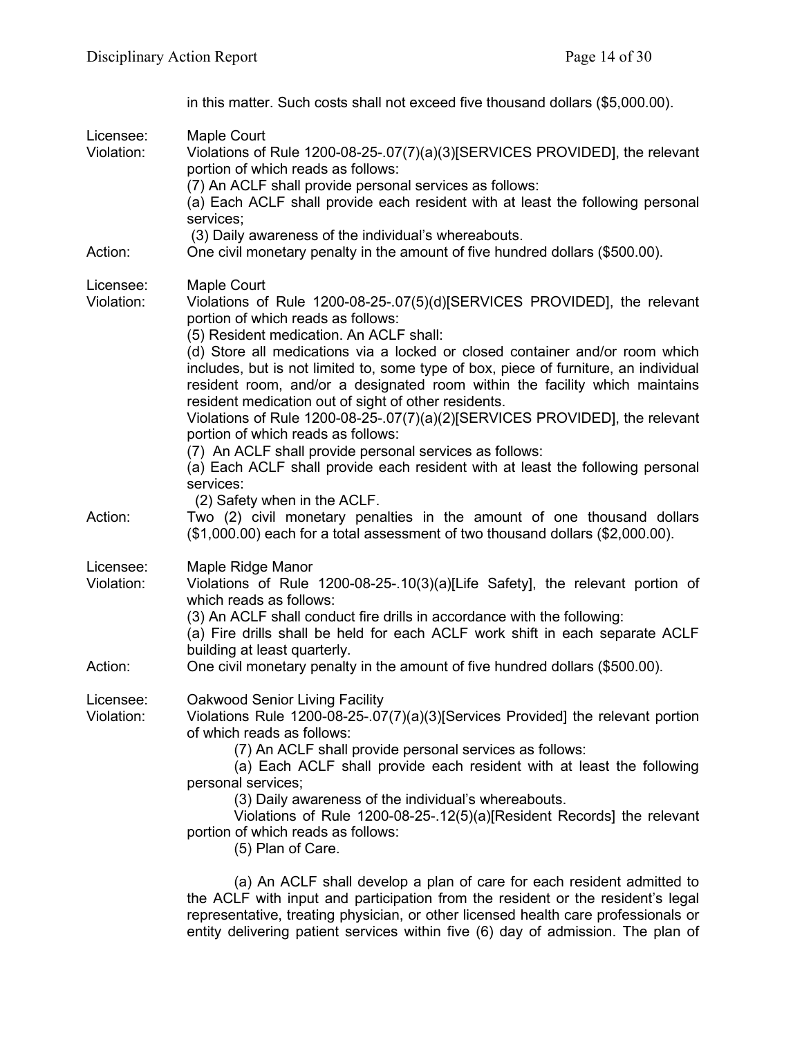in this matter. Such costs shall not exceed five thousand dollars ($5,000.00).

Licensee: Maple Court
Violation: Violations of Rule 1200-08-25-.07(7)(a)(3)[SERVICES PROVIDED], the relevant portion of which reads as follows:
(7) An ACLF shall provide personal services as follows:
(a) Each ACLF shall provide each resident with at least the following personal services;
(3) Daily awareness of the individual's whereabouts.
Action: One civil monetary penalty in the amount of five hundred dollars ($500.00).

Licensee: Maple Court
Violation: Violations of Rule 1200-08-25-.07(5)(d)[SERVICES PROVIDED], the relevant portion of which reads as follows:
(5) Resident medication. An ACLF shall:
(d) Store all medications via a locked or closed container and/or room which includes, but is not limited to, some type of box, piece of furniture, an individual resident room, and/or a designated room within the facility which maintains resident medication out of sight of other residents.
Violations of Rule 1200-08-25-.07(7)(a)(2)[SERVICES PROVIDED], the relevant portion of which reads as follows:
(7) An ACLF shall provide personal services as follows:
(a) Each ACLF shall provide each resident with at least the following personal services:
(2) Safety when in the ACLF.
Action: Two (2) civil monetary penalties in the amount of one thousand dollars ($1,000.00) each for a total assessment of two thousand dollars ($2,000.00).

Licensee: Maple Ridge Manor
Violation: Violations of Rule 1200-08-25-.10(3)(a)[Life Safety], the relevant portion of which reads as follows:
(3) An ACLF shall conduct fire drills in accordance with the following:
(a) Fire drills shall be held for each ACLF work shift in each separate ACLF building at least quarterly.
Action: One civil monetary penalty in the amount of five hundred dollars ($500.00).

Licensee: Oakwood Senior Living Facility
Violation: Violations Rule 1200-08-25-.07(7)(a)(3)[Services Provided] the relevant portion of which reads as follows:
(7) An ACLF shall provide personal services as follows:
(a) Each ACLF shall provide each resident with at least the following personal services;
(3) Daily awareness of the individual's whereabouts.
Violations of Rule 1200-08-25-.12(5)(a)[Resident Records] the relevant portion of which reads as follows:
(5) Plan of Care.

(a) An ACLF shall develop a plan of care for each resident admitted to the ACLF with input and participation from the resident or the resident's legal representative, treating physician, or other licensed health care professionals or entity delivering patient services within five (6) day of admission. The plan of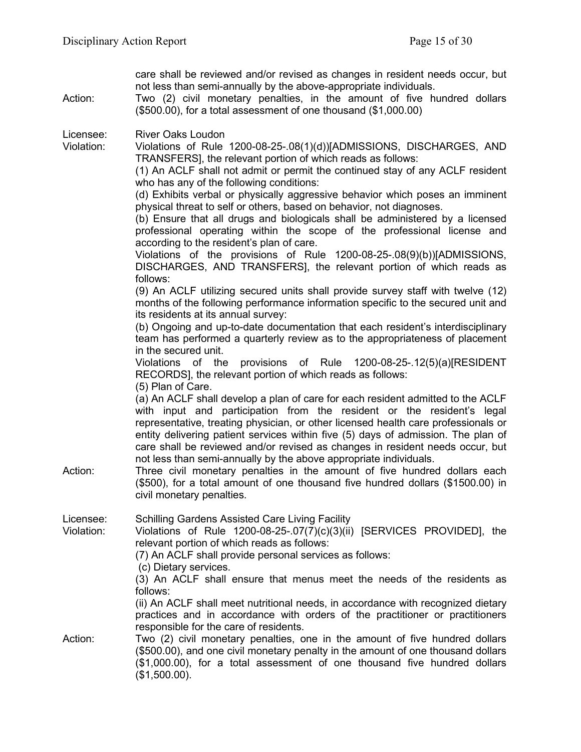care shall be reviewed and/or revised as changes in resident needs occur, but not less than semi-annually by the above-appropriate individuals.

Action: Two (2) civil monetary penalties, in the amount of five hundred dollars ($500.00), for a total assessment of one thousand ($1,000.00)

Licensee: River Oaks Loudon

Violation: Violations of Rule 1200-08-25-.08(1)(d))[ADMISSIONS, DISCHARGES, AND TRANSFERS], the relevant portion of which reads as follows:

(1) An ACLF shall not admit or permit the continued stay of any ACLF resident who has any of the following conditions:

(d) Exhibits verbal or physically aggressive behavior which poses an imminent physical threat to self or others, based on behavior, not diagnoses.

(b) Ensure that all drugs and biologicals shall be administered by a licensed professional operating within the scope of the professional license and according to the resident's plan of care.

Violations of the provisions of Rule 1200-08-25-.08(9)(b))[ADMISSIONS, DISCHARGES, AND TRANSFERS], the relevant portion of which reads as follows:

(9) An ACLF utilizing secured units shall provide survey staff with twelve (12) months of the following performance information specific to the secured unit and its residents at its annual survey:

(b) Ongoing and up-to-date documentation that each resident's interdisciplinary team has performed a quarterly review as to the appropriateness of placement in the secured unit.

Violations of the provisions of Rule 1200-08-25-.12(5)(a)[RESIDENT RECORDS], the relevant portion of which reads as follows:

(5) Plan of Care.

(a) An ACLF shall develop a plan of care for each resident admitted to the ACLF with input and participation from the resident or the resident's legal representative, treating physician, or other licensed health care professionals or entity delivering patient services within five (5) days of admission. The plan of care shall be reviewed and/or revised as changes in resident needs occur, but not less than semi-annually by the above appropriate individuals.

Action: Three civil monetary penalties in the amount of five hundred dollars each ($500), for a total amount of one thousand five hundred dollars ($1500.00) in civil monetary penalties.

Licensee: Schilling Gardens Assisted Care Living Facility

Violation: Violations of Rule 1200-08-25-.07(7)(c)(3)(ii) [SERVICES PROVIDED], the relevant portion of which reads as follows:

(7) An ACLF shall provide personal services as follows:

(c) Dietary services.

(3) An ACLF shall ensure that menus meet the needs of the residents as follows:

(ii) An ACLF shall meet nutritional needs, in accordance with recognized dietary practices and in accordance with orders of the practitioner or practitioners responsible for the care of residents.

Action: Two (2) civil monetary penalties, one in the amount of five hundred dollars ($500.00), and one civil monetary penalty in the amount of one thousand dollars ($1,000.00), for a total assessment of one thousand five hundred dollars ($1,500.00).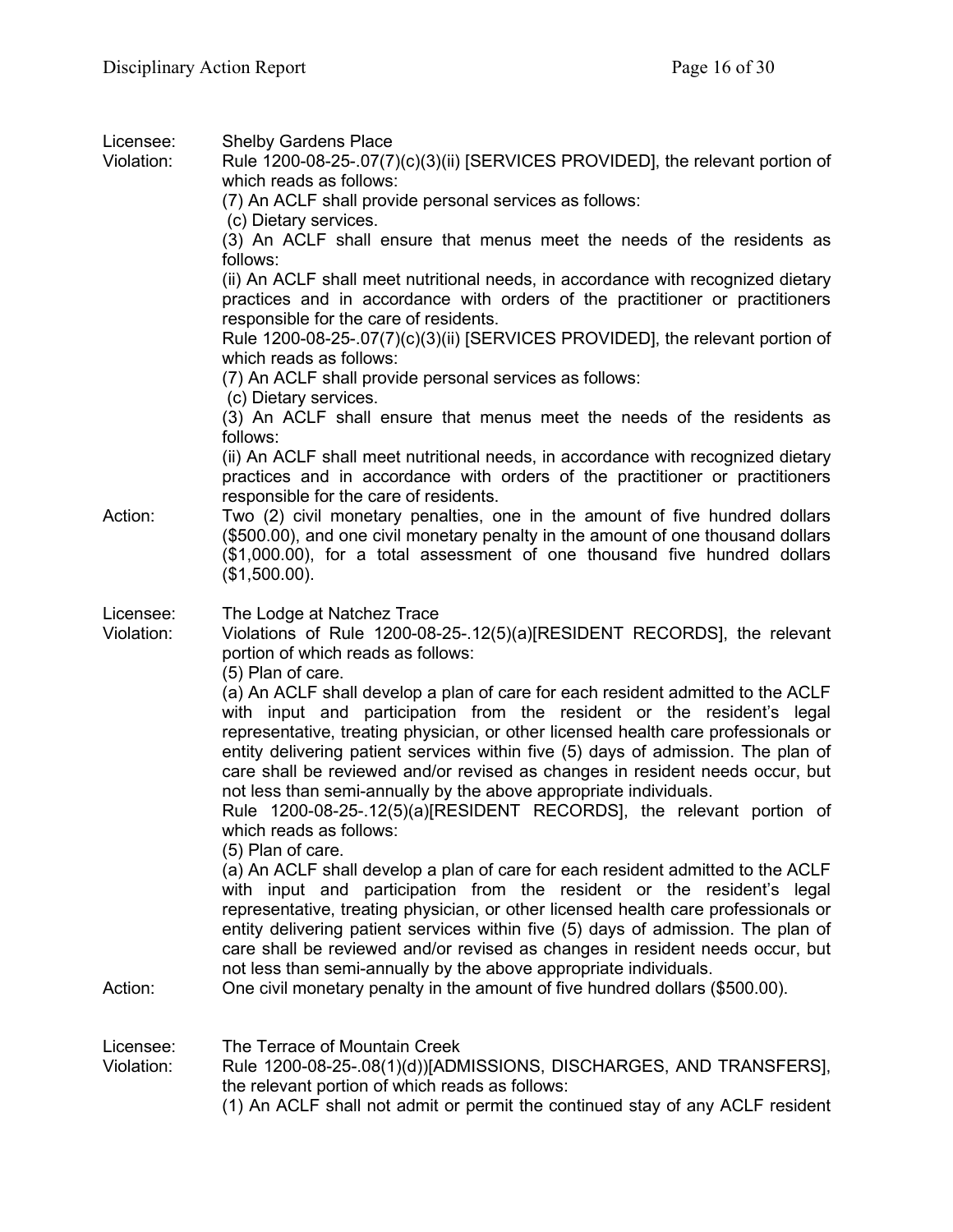Licensee: Shelby Gardens Place

Violation: Rule 1200-08-25-.07(7)(c)(3)(ii) [SERVICES PROVIDED], the relevant portion of which reads as follows:

(7) An ACLF shall provide personal services as follows:

(c) Dietary services.

(3) An ACLF shall ensure that menus meet the needs of the residents as follows:

(ii) An ACLF shall meet nutritional needs, in accordance with recognized dietary practices and in accordance with orders of the practitioner or practitioners responsible for the care of residents.

Rule 1200-08-25-.07(7)(c)(3)(ii) [SERVICES PROVIDED], the relevant portion of which reads as follows:

(7) An ACLF shall provide personal services as follows:

(c) Dietary services.

(3) An ACLF shall ensure that menus meet the needs of the residents as follows:

(ii) An ACLF shall meet nutritional needs, in accordance with recognized dietary practices and in accordance with orders of the practitioner or practitioners responsible for the care of residents.

Action: Two (2) civil monetary penalties, one in the amount of five hundred dollars ($500.00), and one civil monetary penalty in the amount of one thousand dollars ($1,000.00), for a total assessment of one thousand five hundred dollars ($1,500.00).

Licensee: The Lodge at Natchez Trace

Violation: Violations of Rule 1200-08-25-.12(5)(a)[RESIDENT RECORDS], the relevant portion of which reads as follows:

(5) Plan of care.

(a) An ACLF shall develop a plan of care for each resident admitted to the ACLF with input and participation from the resident or the resident's legal representative, treating physician, or other licensed health care professionals or entity delivering patient services within five (5) days of admission. The plan of care shall be reviewed and/or revised as changes in resident needs occur, but not less than semi-annually by the above appropriate individuals.

Rule 1200-08-25-.12(5)(a)[RESIDENT RECORDS], the relevant portion of which reads as follows:

(5) Plan of care.

(a) An ACLF shall develop a plan of care for each resident admitted to the ACLF with input and participation from the resident or the resident's legal representative, treating physician, or other licensed health care professionals or entity delivering patient services within five (5) days of admission. The plan of care shall be reviewed and/or revised as changes in resident needs occur, but not less than semi-annually by the above appropriate individuals.

Action: One civil monetary penalty in the amount of five hundred dollars ($500.00).

Licensee: The Terrace of Mountain Creek

Violation: Rule 1200-08-25-.08(1)(d))[ADMISSIONS, DISCHARGES, AND TRANSFERS], the relevant portion of which reads as follows:

(1) An ACLF shall not admit or permit the continued stay of any ACLF resident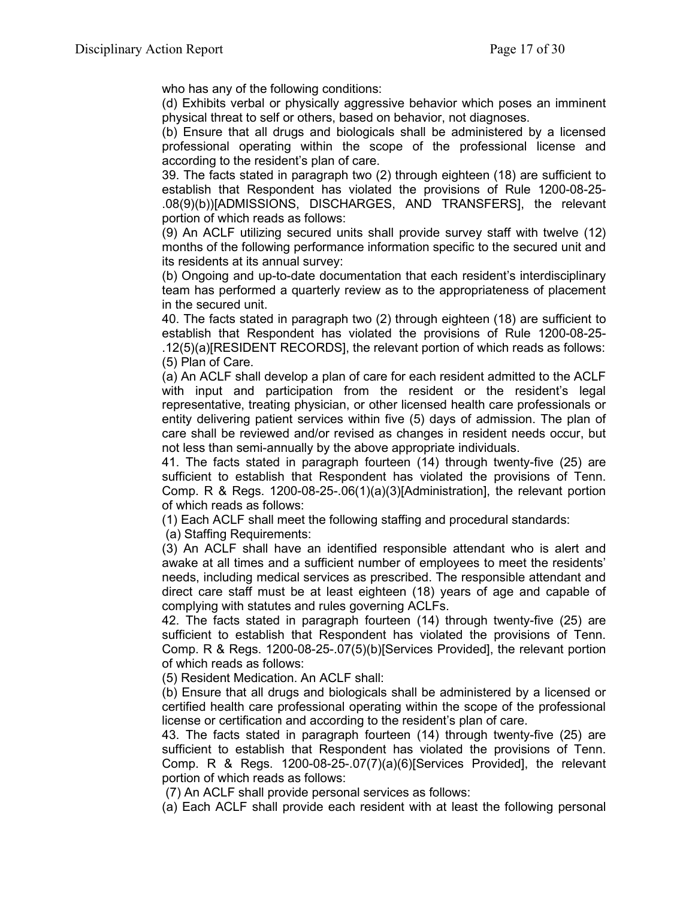who has any of the following conditions:

(d) Exhibits verbal or physically aggressive behavior which poses an imminent physical threat to self or others, based on behavior, not diagnoses.

(b) Ensure that all drugs and biologicals shall be administered by a licensed professional operating within the scope of the professional license and according to the resident's plan of care.

39. The facts stated in paragraph two (2) through eighteen (18) are sufficient to establish that Respondent has violated the provisions of Rule 1200-08-25-.08(9)(b))[ADMISSIONS, DISCHARGES, AND TRANSFERS], the relevant portion of which reads as follows:

(9) An ACLF utilizing secured units shall provide survey staff with twelve (12) months of the following performance information specific to the secured unit and its residents at its annual survey:

(b) Ongoing and up-to-date documentation that each resident's interdisciplinary team has performed a quarterly review as to the appropriateness of placement in the secured unit.

40. The facts stated in paragraph two (2) through eighteen (18) are sufficient to establish that Respondent has violated the provisions of Rule 1200-08-25-.12(5)(a)[RESIDENT RECORDS], the relevant portion of which reads as follows:

(5) Plan of Care.

(a) An ACLF shall develop a plan of care for each resident admitted to the ACLF with input and participation from the resident or the resident's legal representative, treating physician, or other licensed health care professionals or entity delivering patient services within five (5) days of admission. The plan of care shall be reviewed and/or revised as changes in resident needs occur, but not less than semi-annually by the above appropriate individuals.

41. The facts stated in paragraph fourteen (14) through twenty-five (25) are sufficient to establish that Respondent has violated the provisions of Tenn. Comp. R & Regs. 1200-08-25-.06(1)(a)(3)[Administration], the relevant portion of which reads as follows:

(1) Each ACLF shall meet the following staffing and procedural standards:

(a) Staffing Requirements:

(3) An ACLF shall have an identified responsible attendant who is alert and awake at all times and a sufficient number of employees to meet the residents' needs, including medical services as prescribed. The responsible attendant and direct care staff must be at least eighteen (18) years of age and capable of complying with statutes and rules governing ACLFs.

42. The facts stated in paragraph fourteen (14) through twenty-five (25) are sufficient to establish that Respondent has violated the provisions of Tenn. Comp. R & Regs. 1200-08-25-.07(5)(b)[Services Provided], the relevant portion of which reads as follows:

(5) Resident Medication. An ACLF shall:

(b) Ensure that all drugs and biologicals shall be administered by a licensed or certified health care professional operating within the scope of the professional license or certification and according to the resident's plan of care.

43. The facts stated in paragraph fourteen (14) through twenty-five (25) are sufficient to establish that Respondent has violated the provisions of Tenn. Comp. R & Regs. 1200-08-25-.07(7)(a)(6)[Services Provided], the relevant portion of which reads as follows:

(7) An ACLF shall provide personal services as follows:

(a) Each ACLF shall provide each resident with at least the following personal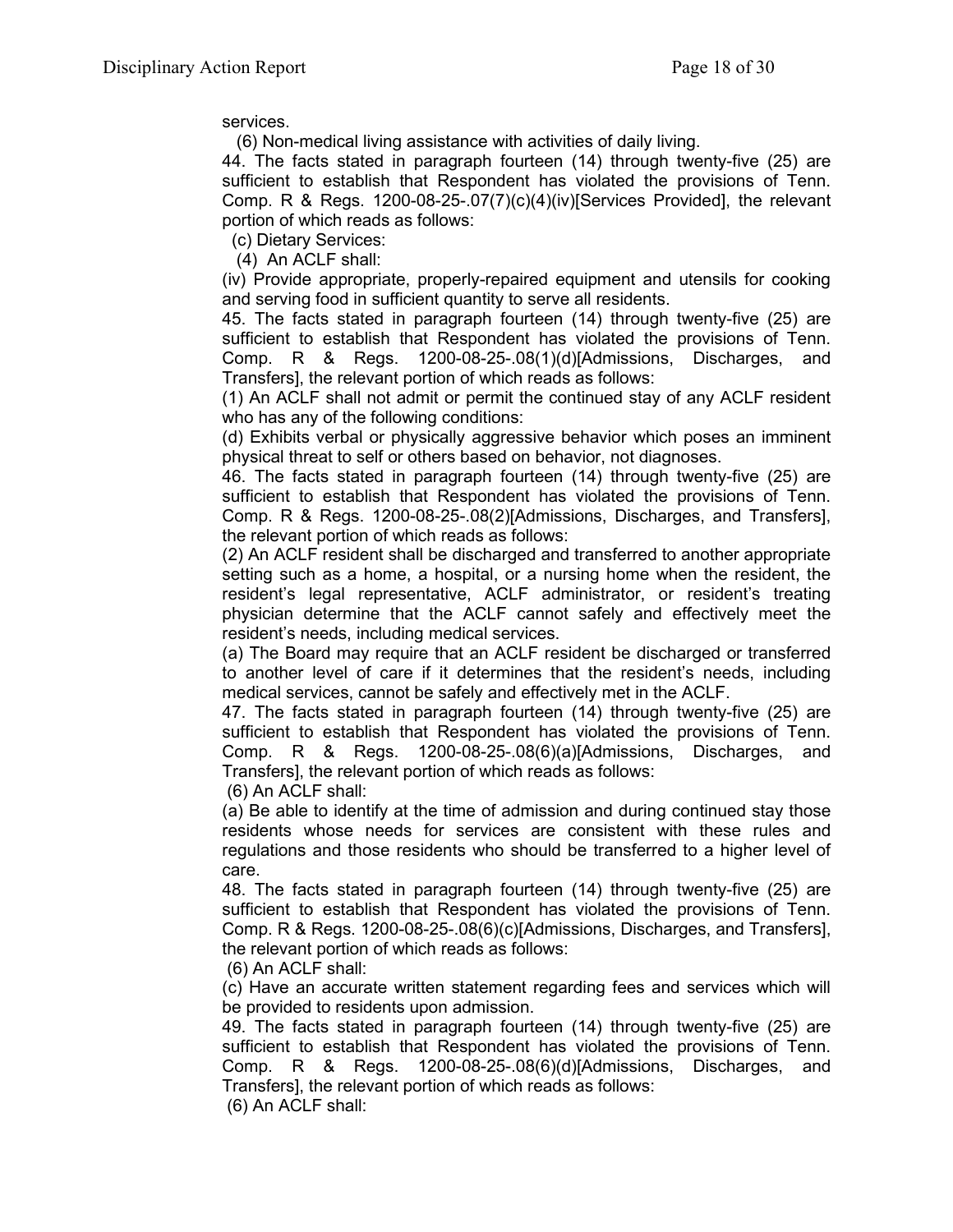services.

(6) Non-medical living assistance with activities of daily living.

44. The facts stated in paragraph fourteen (14) through twenty-five (25) are sufficient to establish that Respondent has violated the provisions of Tenn. Comp. R & Regs. 1200-08-25-.07(7)(c)(4)(iv)[Services Provided], the relevant portion of which reads as follows:

(c) Dietary Services:

(4) An ACLF shall:

(iv) Provide appropriate, properly-repaired equipment and utensils for cooking and serving food in sufficient quantity to serve all residents.

45. The facts stated in paragraph fourteen (14) through twenty-five (25) are sufficient to establish that Respondent has violated the provisions of Tenn. Comp. R & Regs. 1200-08-25-.08(1)(d)[Admissions, Discharges, and Transfers], the relevant portion of which reads as follows:

(1) An ACLF shall not admit or permit the continued stay of any ACLF resident who has any of the following conditions:

(d) Exhibits verbal or physically aggressive behavior which poses an imminent physical threat to self or others based on behavior, not diagnoses.

46. The facts stated in paragraph fourteen (14) through twenty-five (25) are sufficient to establish that Respondent has violated the provisions of Tenn. Comp. R & Regs. 1200-08-25-.08(2)[Admissions, Discharges, and Transfers], the relevant portion of which reads as follows:

(2) An ACLF resident shall be discharged and transferred to another appropriate setting such as a home, a hospital, or a nursing home when the resident, the resident's legal representative, ACLF administrator, or resident's treating physician determine that the ACLF cannot safely and effectively meet the resident's needs, including medical services.

(a) The Board may require that an ACLF resident be discharged or transferred to another level of care if it determines that the resident's needs, including medical services, cannot be safely and effectively met in the ACLF.

47. The facts stated in paragraph fourteen (14) through twenty-five (25) are sufficient to establish that Respondent has violated the provisions of Tenn. Comp. R & Regs. 1200-08-25-.08(6)(a)[Admissions, Discharges, and Transfers], the relevant portion of which reads as follows:

(6) An ACLF shall:

(a) Be able to identify at the time of admission and during continued stay those residents whose needs for services are consistent with these rules and regulations and those residents who should be transferred to a higher level of care.

48. The facts stated in paragraph fourteen (14) through twenty-five (25) are sufficient to establish that Respondent has violated the provisions of Tenn. Comp. R & Regs. 1200-08-25-.08(6)(c)[Admissions, Discharges, and Transfers], the relevant portion of which reads as follows:

(6) An ACLF shall:

(c) Have an accurate written statement regarding fees and services which will be provided to residents upon admission.

49. The facts stated in paragraph fourteen (14) through twenty-five (25) are sufficient to establish that Respondent has violated the provisions of Tenn. Comp. R & Regs. 1200-08-25-.08(6)(d)[Admissions, Discharges, and Transfers], the relevant portion of which reads as follows:

(6) An ACLF shall: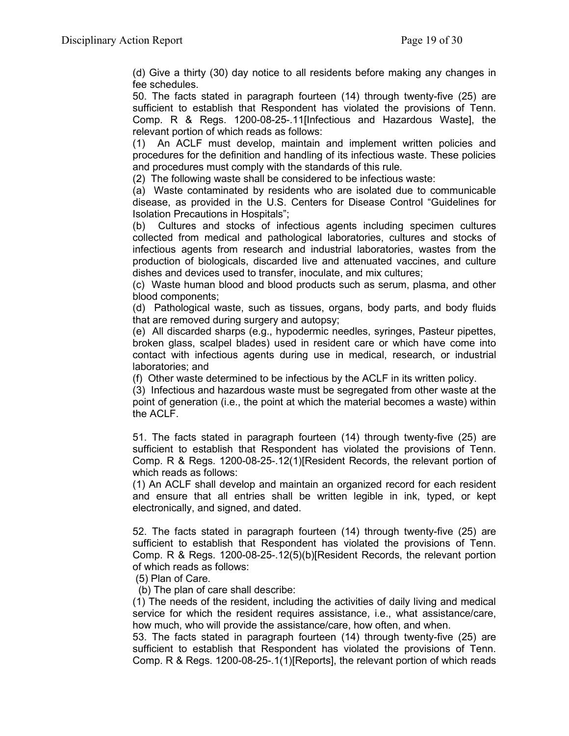(d) Give a thirty (30) day notice to all residents before making any changes in fee schedules.

50. The facts stated in paragraph fourteen (14) through twenty-five (25) are sufficient to establish that Respondent has violated the provisions of Tenn. Comp. R & Regs. 1200-08-25-.11[Infectious and Hazardous Waste], the relevant portion of which reads as follows:

(1) An ACLF must develop, maintain and implement written policies and procedures for the definition and handling of its infectious waste. These policies and procedures must comply with the standards of this rule.

(2) The following waste shall be considered to be infectious waste:

(a) Waste contaminated by residents who are isolated due to communicable disease, as provided in the U.S. Centers for Disease Control "Guidelines for Isolation Precautions in Hospitals";

(b) Cultures and stocks of infectious agents including specimen cultures collected from medical and pathological laboratories, cultures and stocks of infectious agents from research and industrial laboratories, wastes from the production of biologicals, discarded live and attenuated vaccines, and culture dishes and devices used to transfer, inoculate, and mix cultures;

(c) Waste human blood and blood products such as serum, plasma, and other blood components;

(d) Pathological waste, such as tissues, organs, body parts, and body fluids that are removed during surgery and autopsy;

(e) All discarded sharps (e.g., hypodermic needles, syringes, Pasteur pipettes, broken glass, scalpel blades) used in resident care or which have come into contact with infectious agents during use in medical, research, or industrial laboratories; and

(f) Other waste determined to be infectious by the ACLF in its written policy.

(3) Infectious and hazardous waste must be segregated from other waste at the point of generation (i.e., the point at which the material becomes a waste) within the ACLF.

51. The facts stated in paragraph fourteen (14) through twenty-five (25) are sufficient to establish that Respondent has violated the provisions of Tenn. Comp. R & Regs. 1200-08-25-.12(1)[Resident Records, the relevant portion of which reads as follows:

(1) An ACLF shall develop and maintain an organized record for each resident and ensure that all entries shall be written legible in ink, typed, or kept electronically, and signed, and dated.

52. The facts stated in paragraph fourteen (14) through twenty-five (25) are sufficient to establish that Respondent has violated the provisions of Tenn. Comp. R & Regs. 1200-08-25-.12(5)(b)[Resident Records, the relevant portion of which reads as follows:

(5) Plan of Care.

(b) The plan of care shall describe:

(1) The needs of the resident, including the activities of daily living and medical service for which the resident requires assistance, i.e., what assistance/care, how much, who will provide the assistance/care, how often, and when.

53. The facts stated in paragraph fourteen (14) through twenty-five (25) are sufficient to establish that Respondent has violated the provisions of Tenn. Comp. R & Regs. 1200-08-25-.1(1)[Reports], the relevant portion of which reads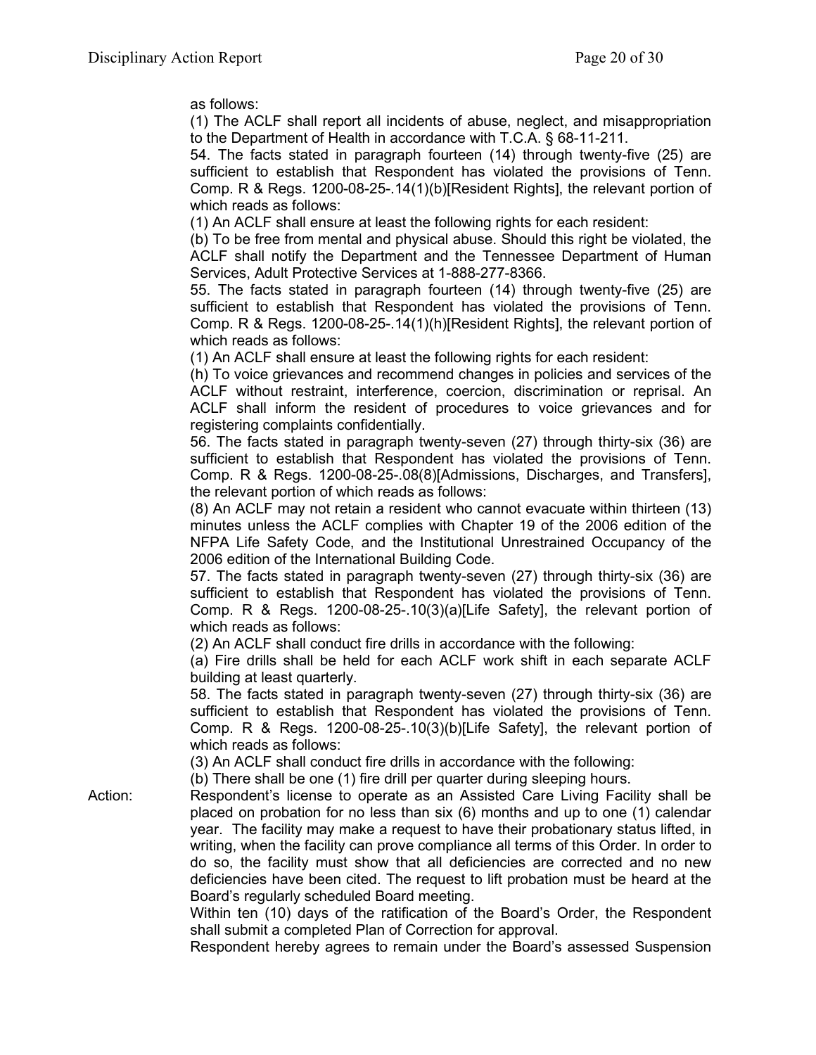as follows:

(1) The ACLF shall report all incidents of abuse, neglect, and misappropriation to the Department of Health in accordance with T.C.A. § 68-11-211.

54. The facts stated in paragraph fourteen (14) through twenty-five (25) are sufficient to establish that Respondent has violated the provisions of Tenn. Comp. R & Regs. 1200-08-25-.14(1)(b)[Resident Rights], the relevant portion of which reads as follows:

(1) An ACLF shall ensure at least the following rights for each resident:

(b) To be free from mental and physical abuse. Should this right be violated, the ACLF shall notify the Department and the Tennessee Department of Human Services, Adult Protective Services at 1-888-277-8366.

55. The facts stated in paragraph fourteen (14) through twenty-five (25) are sufficient to establish that Respondent has violated the provisions of Tenn. Comp. R & Regs. 1200-08-25-.14(1)(h)[Resident Rights], the relevant portion of which reads as follows:

(1) An ACLF shall ensure at least the following rights for each resident:

(h) To voice grievances and recommend changes in policies and services of the ACLF without restraint, interference, coercion, discrimination or reprisal. An ACLF shall inform the resident of procedures to voice grievances and for registering complaints confidentially.

56. The facts stated in paragraph twenty-seven (27) through thirty-six (36) are sufficient to establish that Respondent has violated the provisions of Tenn. Comp. R & Regs. 1200-08-25-.08(8)[Admissions, Discharges, and Transfers], the relevant portion of which reads as follows:

(8) An ACLF may not retain a resident who cannot evacuate within thirteen (13) minutes unless the ACLF complies with Chapter 19 of the 2006 edition of the NFPA Life Safety Code, and the Institutional Unrestrained Occupancy of the 2006 edition of the International Building Code.

57. The facts stated in paragraph twenty-seven (27) through thirty-six (36) are sufficient to establish that Respondent has violated the provisions of Tenn. Comp. R & Regs. 1200-08-25-.10(3)(a)[Life Safety], the relevant portion of which reads as follows:

(2) An ACLF shall conduct fire drills in accordance with the following:

(a) Fire drills shall be held for each ACLF work shift in each separate ACLF building at least quarterly.

58. The facts stated in paragraph twenty-seven (27) through thirty-six (36) are sufficient to establish that Respondent has violated the provisions of Tenn. Comp. R & Regs. 1200-08-25-.10(3)(b)[Life Safety], the relevant portion of which reads as follows:

(3) An ACLF shall conduct fire drills in accordance with the following:

(b) There shall be one (1) fire drill per quarter during sleeping hours.

Action: Respondent's license to operate as an Assisted Care Living Facility shall be placed on probation for no less than six (6) months and up to one (1) calendar year. The facility may make a request to have their probationary status lifted, in writing, when the facility can prove compliance all terms of this Order. In order to do so, the facility must show that all deficiencies are corrected and no new deficiencies have been cited. The request to lift probation must be heard at the Board's regularly scheduled Board meeting.

Within ten (10) days of the ratification of the Board's Order, the Respondent shall submit a completed Plan of Correction for approval.

Respondent hereby agrees to remain under the Board's assessed Suspension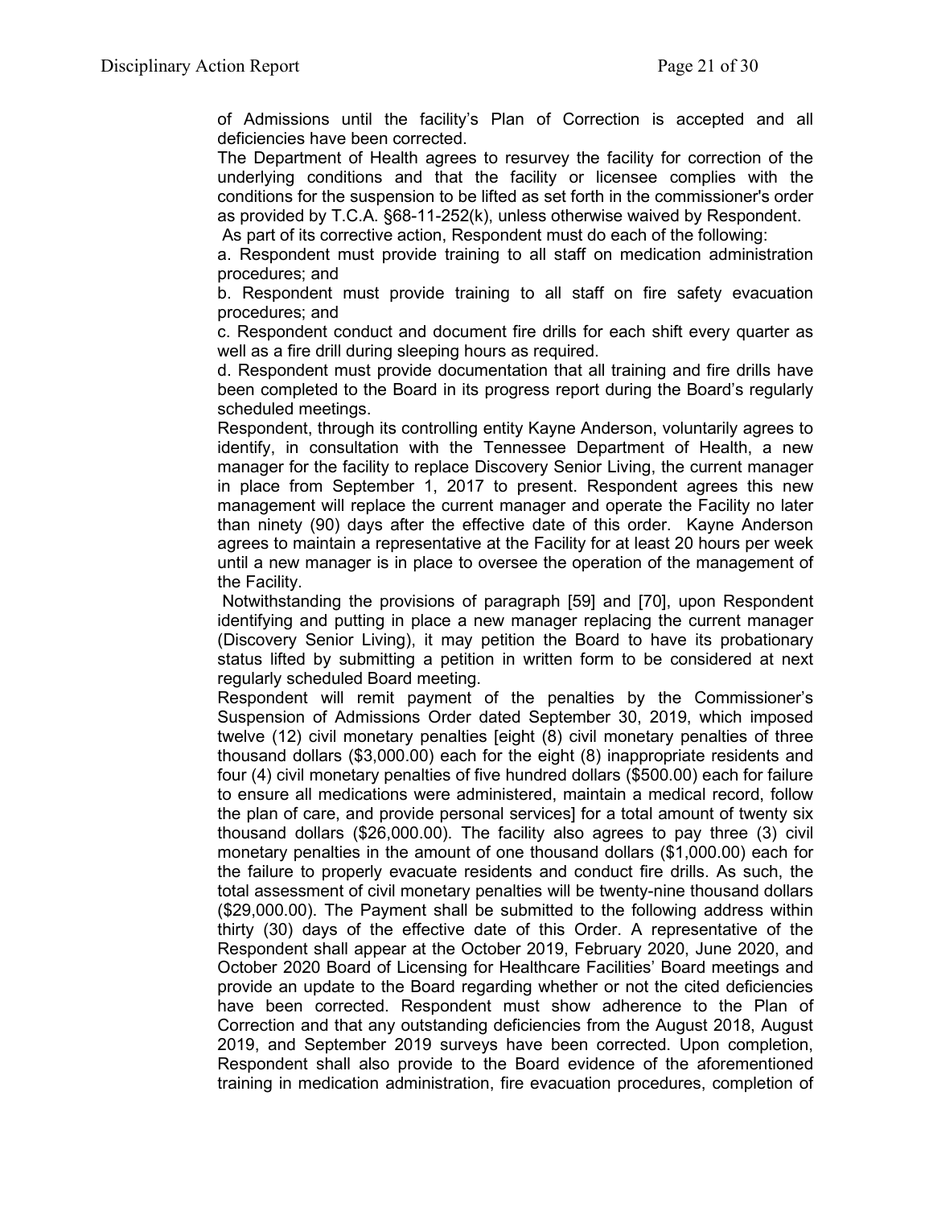of Admissions until the facility's Plan of Correction is accepted and all deficiencies have been corrected.

The Department of Health agrees to resurvey the facility for correction of the underlying conditions and that the facility or licensee complies with the conditions for the suspension to be lifted as set forth in the commissioner's order as provided by T.C.A. §68-11-252(k), unless otherwise waived by Respondent.

As part of its corrective action, Respondent must do each of the following:

a. Respondent must provide training to all staff on medication administration procedures; and

b. Respondent must provide training to all staff on fire safety evacuation procedures; and

c. Respondent conduct and document fire drills for each shift every quarter as well as a fire drill during sleeping hours as required.

d. Respondent must provide documentation that all training and fire drills have been completed to the Board in its progress report during the Board's regularly scheduled meetings.

Respondent, through its controlling entity Kayne Anderson, voluntarily agrees to identify, in consultation with the Tennessee Department of Health, a new manager for the facility to replace Discovery Senior Living, the current manager in place from September 1, 2017 to present. Respondent agrees this new management will replace the current manager and operate the Facility no later than ninety (90) days after the effective date of this order. Kayne Anderson agrees to maintain a representative at the Facility for at least 20 hours per week until a new manager is in place to oversee the operation of the management of the Facility.

Notwithstanding the provisions of paragraph [59] and [70], upon Respondent identifying and putting in place a new manager replacing the current manager (Discovery Senior Living), it may petition the Board to have its probationary status lifted by submitting a petition in written form to be considered at next regularly scheduled Board meeting.

Respondent will remit payment of the penalties by the Commissioner's Suspension of Admissions Order dated September 30, 2019, which imposed twelve (12) civil monetary penalties [eight (8) civil monetary penalties of three thousand dollars ($3,000.00) each for the eight (8) inappropriate residents and four (4) civil monetary penalties of five hundred dollars ($500.00) each for failure to ensure all medications were administered, maintain a medical record, follow the plan of care, and provide personal services] for a total amount of twenty six thousand dollars ($26,000.00). The facility also agrees to pay three (3) civil monetary penalties in the amount of one thousand dollars ($1,000.00) each for the failure to properly evacuate residents and conduct fire drills. As such, the total assessment of civil monetary penalties will be twenty-nine thousand dollars ($29,000.00). The Payment shall be submitted to the following address within thirty (30) days of the effective date of this Order. A representative of the Respondent shall appear at the October 2019, February 2020, June 2020, and October 2020 Board of Licensing for Healthcare Facilities' Board meetings and provide an update to the Board regarding whether or not the cited deficiencies have been corrected. Respondent must show adherence to the Plan of Correction and that any outstanding deficiencies from the August 2018, August 2019, and September 2019 surveys have been corrected. Upon completion, Respondent shall also provide to the Board evidence of the aforementioned training in medication administration, fire evacuation procedures, completion of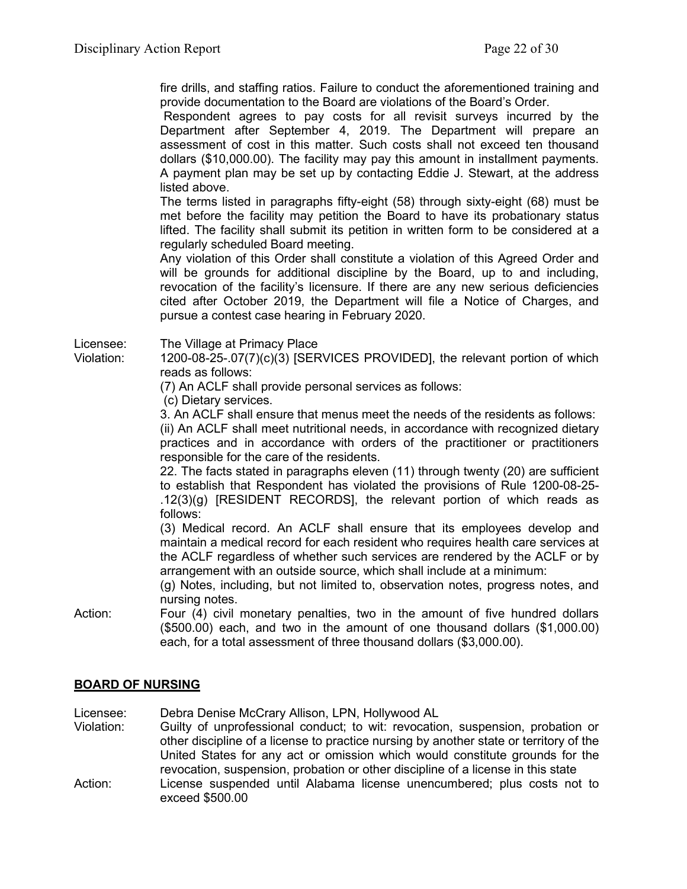fire drills, and staffing ratios. Failure to conduct the aforementioned training and provide documentation to the Board are violations of the Board's Order.

Respondent agrees to pay costs for all revisit surveys incurred by the Department after September 4, 2019. The Department will prepare an assessment of cost in this matter. Such costs shall not exceed ten thousand dollars ($10,000.00). The facility may pay this amount in installment payments. A payment plan may be set up by contacting Eddie J. Stewart, at the address listed above.

The terms listed in paragraphs fifty-eight (58) through sixty-eight (68) must be met before the facility may petition the Board to have its probationary status lifted. The facility shall submit its petition in written form to be considered at a regularly scheduled Board meeting.

Any violation of this Order shall constitute a violation of this Agreed Order and will be grounds for additional discipline by the Board, up to and including, revocation of the facility's licensure. If there are any new serious deficiencies cited after October 2019, the Department will file a Notice of Charges, and pursue a contest case hearing in February 2020.

Licensee: The Village at Primacy Place

Violation: 1200-08-25-.07(7)(c)(3) [SERVICES PROVIDED], the relevant portion of which reads as follows:

(7) An ACLF shall provide personal services as follows:

(c) Dietary services.

3. An ACLF shall ensure that menus meet the needs of the residents as follows:

(ii) An ACLF shall meet nutritional needs, in accordance with recognized dietary practices and in accordance with orders of the practitioner or practitioners responsible for the care of the residents.

22. The facts stated in paragraphs eleven (11) through twenty (20) are sufficient to establish that Respondent has violated the provisions of Rule 1200-08-25-.12(3)(g) [RESIDENT RECORDS], the relevant portion of which reads as follows:

(3) Medical record. An ACLF shall ensure that its employees develop and maintain a medical record for each resident who requires health care services at the ACLF regardless of whether such services are rendered by the ACLF or by arrangement with an outside source, which shall include at a minimum:

(g) Notes, including, but not limited to, observation notes, progress notes, and nursing notes.

Action: Four (4) civil monetary penalties, two in the amount of five hundred dollars ($500.00) each, and two in the amount of one thousand dollars ($1,000.00) each, for a total assessment of three thousand dollars ($3,000.00).

## BOARD OF NURSING

Licensee: Debra Denise McCrary Allison, LPN, Hollywood AL

Violation: Guilty of unprofessional conduct; to wit: revocation, suspension, probation or other discipline of a license to practice nursing by another state or territory of the United States for any act or omission which would constitute grounds for the revocation, suspension, probation or other discipline of a license in this state

Action: License suspended until Alabama license unencumbered; plus costs not to exceed $500.00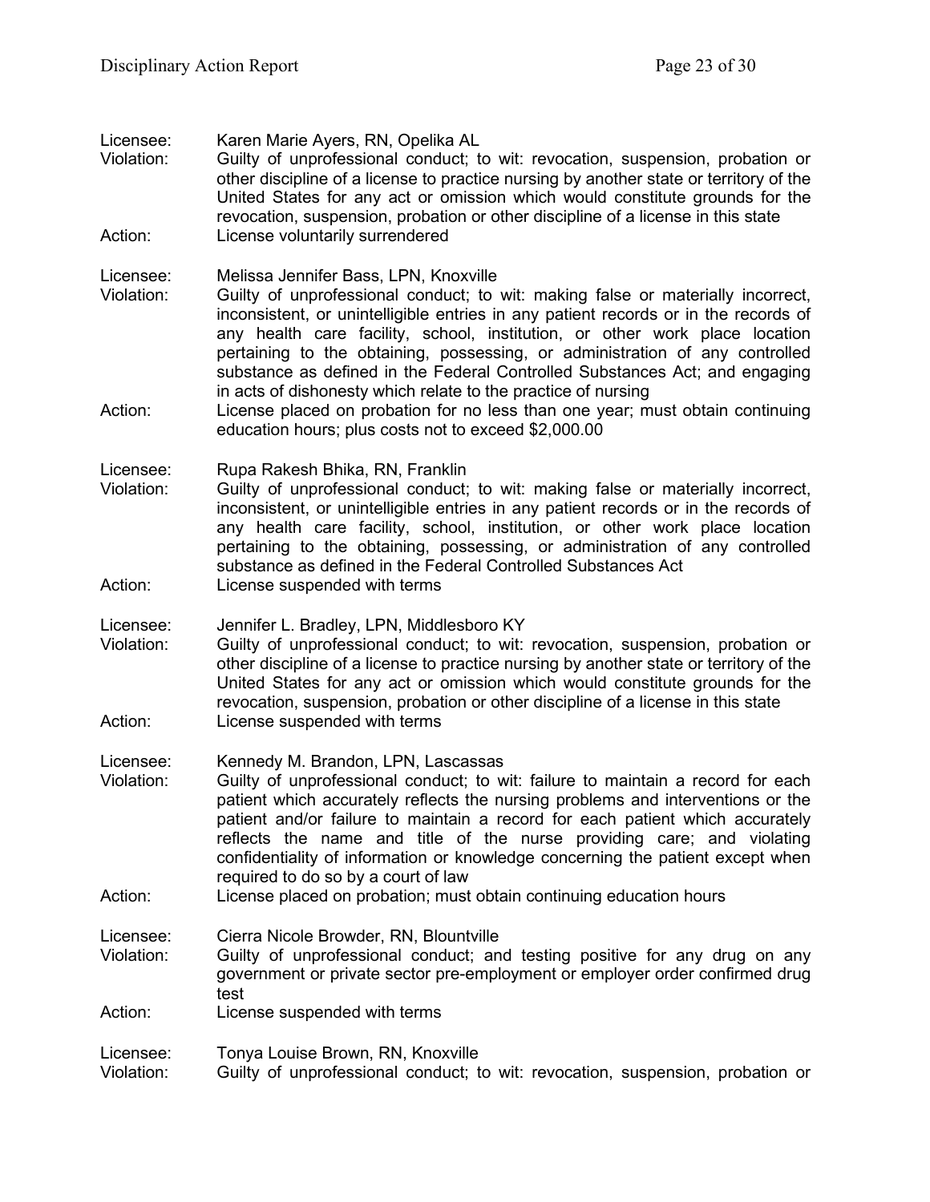Licensee: Karen Marie Ayers, RN, Opelika AL
Violation: Guilty of unprofessional conduct; to wit: revocation, suspension, probation or other discipline of a license to practice nursing by another state or territory of the United States for any act or omission which would constitute grounds for the revocation, suspension, probation or other discipline of a license in this state
Action: License voluntarily surrendered

Licensee: Melissa Jennifer Bass, LPN, Knoxville
Violation: Guilty of unprofessional conduct; to wit: making false or materially incorrect, inconsistent, or unintelligible entries in any patient records or in the records of any health care facility, school, institution, or other work place location pertaining to the obtaining, possessing, or administration of any controlled substance as defined in the Federal Controlled Substances Act; and engaging in acts of dishonesty which relate to the practice of nursing
Action: License placed on probation for no less than one year; must obtain continuing education hours; plus costs not to exceed $2,000.00

Licensee: Rupa Rakesh Bhika, RN, Franklin
Violation: Guilty of unprofessional conduct; to wit: making false or materially incorrect, inconsistent, or unintelligible entries in any patient records or in the records of any health care facility, school, institution, or other work place location pertaining to the obtaining, possessing, or administration of any controlled substance as defined in the Federal Controlled Substances Act
Action: License suspended with terms

Licensee: Jennifer L. Bradley, LPN, Middlesboro KY
Violation: Guilty of unprofessional conduct; to wit: revocation, suspension, probation or other discipline of a license to practice nursing by another state or territory of the United States for any act or omission which would constitute grounds for the revocation, suspension, probation or other discipline of a license in this state
Action: License suspended with terms

Licensee: Kennedy M. Brandon, LPN, Lascassas
Violation: Guilty of unprofessional conduct; to wit: failure to maintain a record for each patient which accurately reflects the nursing problems and interventions or the patient and/or failure to maintain a record for each patient which accurately reflects the name and title of the nurse providing care; and violating confidentiality of information or knowledge concerning the patient except when required to do so by a court of law
Action: License placed on probation; must obtain continuing education hours

Licensee: Cierra Nicole Browder, RN, Blountville
Violation: Guilty of unprofessional conduct; and testing positive for any drug on any government or private sector pre-employment or employer order confirmed drug test
Action: License suspended with terms

Licensee: Tonya Louise Brown, RN, Knoxville
Violation: Guilty of unprofessional conduct; to wit: revocation, suspension, probation or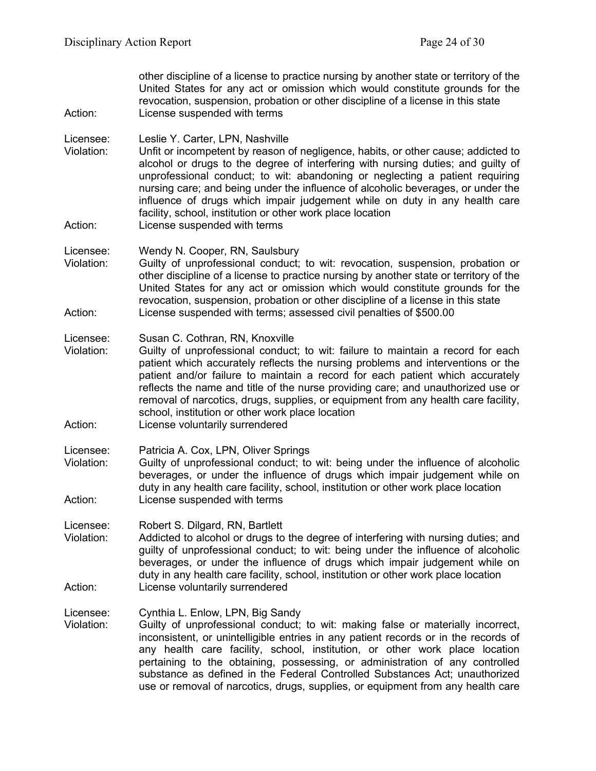other discipline of a license to practice nursing by another state or territory of the United States for any act or omission which would constitute grounds for the revocation, suspension, probation or other discipline of a license in this state

Action: License suspended with terms

Licensee: Leslie Y. Carter, LPN, Nashville

Violation: Unfit or incompetent by reason of negligence, habits, or other cause; addicted to alcohol or drugs to the degree of interfering with nursing duties; and guilty of unprofessional conduct; to wit: abandoning or neglecting a patient requiring nursing care; and being under the influence of alcoholic beverages, or under the influence of drugs which impair judgement while on duty in any health care facility, school, institution or other work place location

Action: License suspended with terms

Licensee: Wendy N. Cooper, RN, Saulsbury

Violation: Guilty of unprofessional conduct; to wit: revocation, suspension, probation or other discipline of a license to practice nursing by another state or territory of the United States for any act or omission which would constitute grounds for the revocation, suspension, probation or other discipline of a license in this state

Action: License suspended with terms; assessed civil penalties of $500.00

Licensee: Susan C. Cothran, RN, Knoxville

Violation: Guilty of unprofessional conduct; to wit: failure to maintain a record for each patient which accurately reflects the nursing problems and interventions or the patient and/or failure to maintain a record for each patient which accurately reflects the name and title of the nurse providing care; and unauthorized use or removal of narcotics, drugs, supplies, or equipment from any health care facility, school, institution or other work place location

Action: License voluntarily surrendered

Licensee: Patricia A. Cox, LPN, Oliver Springs

Violation: Guilty of unprofessional conduct; to wit: being under the influence of alcoholic beverages, or under the influence of drugs which impair judgement while on duty in any health care facility, school, institution or other work place location

Action: License suspended with terms

Licensee: Robert S. Dilgard, RN, Bartlett

Violation: Addicted to alcohol or drugs to the degree of interfering with nursing duties; and guilty of unprofessional conduct; to wit: being under the influence of alcoholic beverages, or under the influence of drugs which impair judgement while on duty in any health care facility, school, institution or other work place location

Action: License voluntarily surrendered

Licensee: Cynthia L. Enlow, LPN, Big Sandy

Violation: Guilty of unprofessional conduct; to wit: making false or materially incorrect, inconsistent, or unintelligible entries in any patient records or in the records of any health care facility, school, institution, or other work place location pertaining to the obtaining, possessing, or administration of any controlled substance as defined in the Federal Controlled Substances Act; unauthorized use or removal of narcotics, drugs, supplies, or equipment from any health care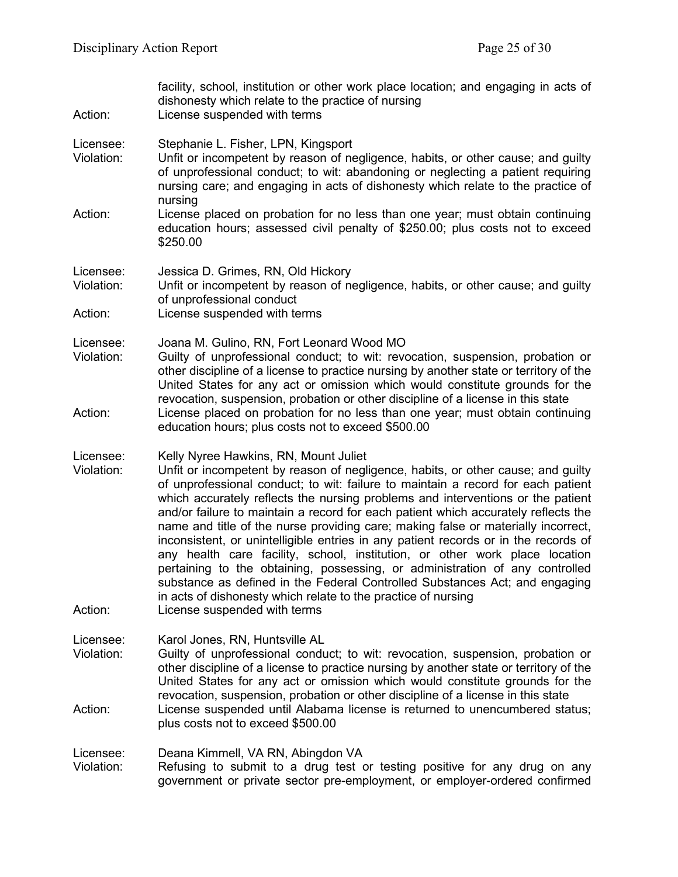facility, school, institution or other work place location; and engaging in acts of dishonesty which relate to the practice of nursing

Action: License suspended with terms

Licensee: Stephanie L. Fisher, LPN, Kingsport

Violation: Unfit or incompetent by reason of negligence, habits, or other cause; and guilty of unprofessional conduct; to wit: abandoning or neglecting a patient requiring nursing care; and engaging in acts of dishonesty which relate to the practice of nursing

Action: License placed on probation for no less than one year; must obtain continuing education hours; assessed civil penalty of $250.00; plus costs not to exceed $250.00

Licensee: Jessica D. Grimes, RN, Old Hickory

Violation: Unfit or incompetent by reason of negligence, habits, or other cause; and guilty of unprofessional conduct

Action: License suspended with terms

Licensee: Joana M. Gulino, RN, Fort Leonard Wood MO

Violation: Guilty of unprofessional conduct; to wit: revocation, suspension, probation or other discipline of a license to practice nursing by another state or territory of the United States for any act or omission which would constitute grounds for the revocation, suspension, probation or other discipline of a license in this state

Action: License placed on probation for no less than one year; must obtain continuing education hours; plus costs not to exceed $500.00

Licensee: Kelly Nyree Hawkins, RN, Mount Juliet

Violation: Unfit or incompetent by reason of negligence, habits, or other cause; and guilty of unprofessional conduct; to wit: failure to maintain a record for each patient which accurately reflects the nursing problems and interventions or the patient and/or failure to maintain a record for each patient which accurately reflects the name and title of the nurse providing care; making false or materially incorrect, inconsistent, or unintelligible entries in any patient records or in the records of any health care facility, school, institution, or other work place location pertaining to the obtaining, possessing, or administration of any controlled substance as defined in the Federal Controlled Substances Act; and engaging in acts of dishonesty which relate to the practice of nursing

Action: License suspended with terms

Licensee: Karol Jones, RN, Huntsville AL

Violation: Guilty of unprofessional conduct; to wit: revocation, suspension, probation or other discipline of a license to practice nursing by another state or territory of the United States for any act or omission which would constitute grounds for the revocation, suspension, probation or other discipline of a license in this state

Action: License suspended until Alabama license is returned to unencumbered status; plus costs not to exceed $500.00

Licensee: Deana Kimmell, VA RN, Abingdon VA

Violation: Refusing to submit to a drug test or testing positive for any drug on any government or private sector pre-employment, or employer-ordered confirmed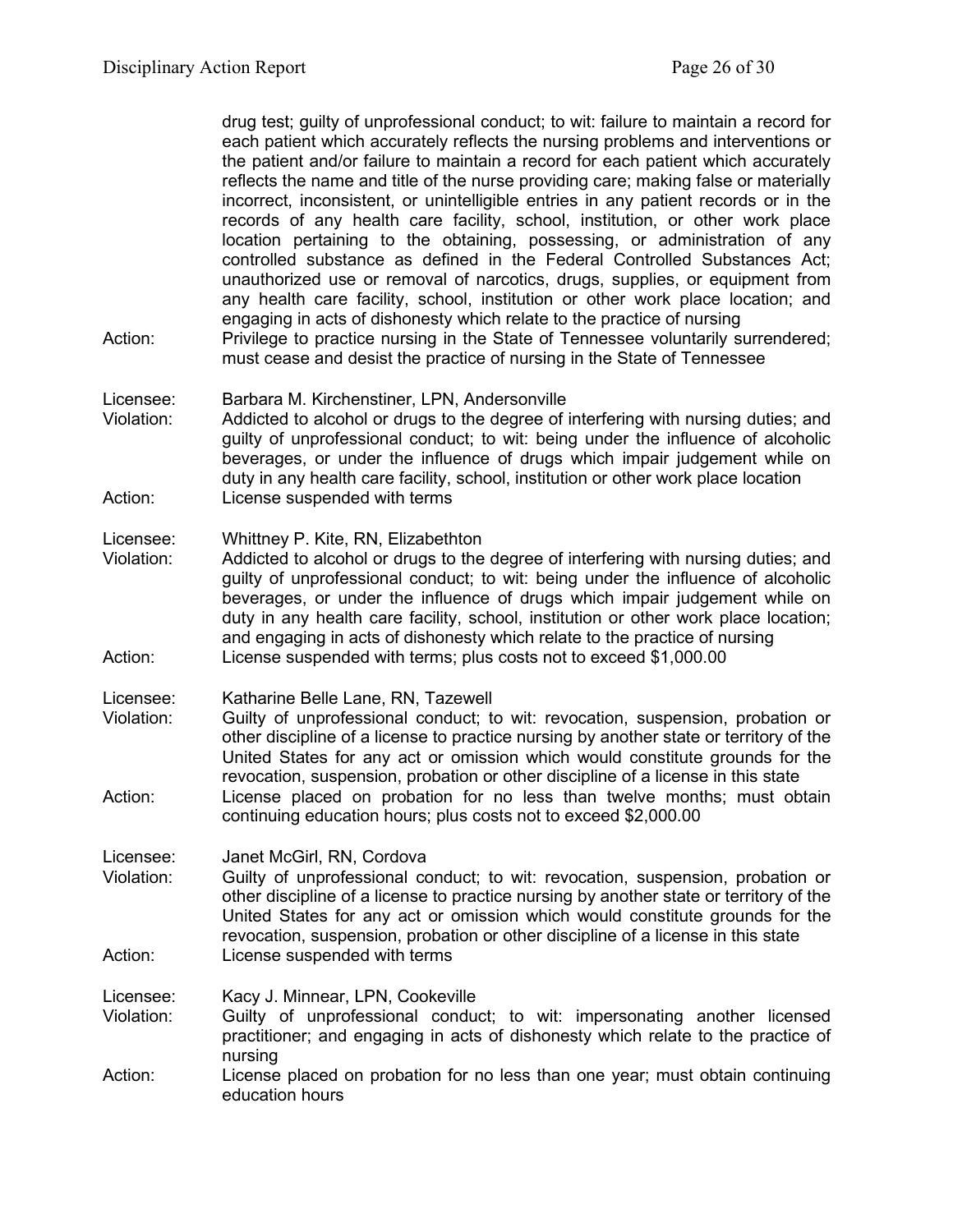drug test; guilty of unprofessional conduct; to wit: failure to maintain a record for each patient which accurately reflects the nursing problems and interventions or the patient and/or failure to maintain a record for each patient which accurately reflects the name and title of the nurse providing care; making false or materially incorrect, inconsistent, or unintelligible entries in any patient records or in the records of any health care facility, school, institution, or other work place location pertaining to the obtaining, possessing, or administration of any controlled substance as defined in the Federal Controlled Substances Act; unauthorized use or removal of narcotics, drugs, supplies, or equipment from any health care facility, school, institution or other work place location; and engaging in acts of dishonesty which relate to the practice of nursing

Action: Privilege to practice nursing in the State of Tennessee voluntarily surrendered; must cease and desist the practice of nursing in the State of Tennessee

Licensee: Barbara M. Kirchenstiner, LPN, Andersonville

Violation: Addicted to alcohol or drugs to the degree of interfering with nursing duties; and guilty of unprofessional conduct; to wit: being under the influence of alcoholic beverages, or under the influence of drugs which impair judgement while on duty in any health care facility, school, institution or other work place location

Action: License suspended with terms

Licensee: Whittney P. Kite, RN, Elizabethton

Violation: Addicted to alcohol or drugs to the degree of interfering with nursing duties; and guilty of unprofessional conduct; to wit: being under the influence of alcoholic beverages, or under the influence of drugs which impair judgement while on duty in any health care facility, school, institution or other work place location; and engaging in acts of dishonesty which relate to the practice of nursing

Action: License suspended with terms; plus costs not to exceed $1,000.00

Licensee: Katharine Belle Lane, RN, Tazewell

Violation: Guilty of unprofessional conduct; to wit: revocation, suspension, probation or other discipline of a license to practice nursing by another state or territory of the United States for any act or omission which would constitute grounds for the revocation, suspension, probation or other discipline of a license in this state

Action: License placed on probation for no less than twelve months; must obtain continuing education hours; plus costs not to exceed $2,000.00

Licensee: Janet McGirl, RN, Cordova

Violation: Guilty of unprofessional conduct; to wit: revocation, suspension, probation or other discipline of a license to practice nursing by another state or territory of the United States for any act or omission which would constitute grounds for the revocation, suspension, probation or other discipline of a license in this state

Action: License suspended with terms

Licensee: Kacy J. Minnear, LPN, Cookeville

Violation: Guilty of unprofessional conduct; to wit: impersonating another licensed practitioner; and engaging in acts of dishonesty which relate to the practice of nursing

Action: License placed on probation for no less than one year; must obtain continuing education hours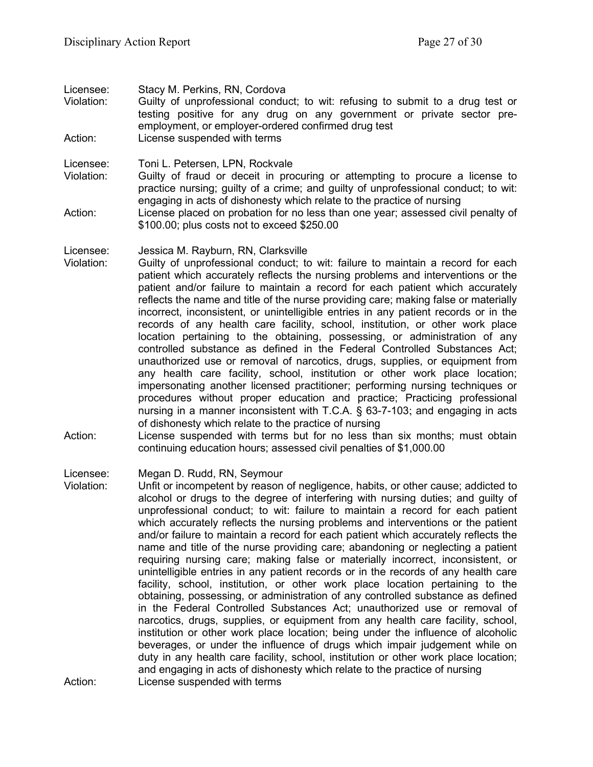Licensee: Stacy M. Perkins, RN, Cordova
Violation: Guilty of unprofessional conduct; to wit: refusing to submit to a drug test or testing positive for any drug on any government or private sector pre-employment, or employer-ordered confirmed drug test
Action: License suspended with terms

Licensee: Toni L. Petersen, LPN, Rockvale
Violation: Guilty of fraud or deceit in procuring or attempting to procure a license to practice nursing; guilty of a crime; and guilty of unprofessional conduct; to wit: engaging in acts of dishonesty which relate to the practice of nursing
Action: License placed on probation for no less than one year; assessed civil penalty of $100.00; plus costs not to exceed $250.00

Licensee: Jessica M. Rayburn, RN, Clarksville
Violation: Guilty of unprofessional conduct; to wit: failure to maintain a record for each patient which accurately reflects the nursing problems and interventions or the patient and/or failure to maintain a record for each patient which accurately reflects the name and title of the nurse providing care; making false or materially incorrect, inconsistent, or unintelligible entries in any patient records or in the records of any health care facility, school, institution, or other work place location pertaining to the obtaining, possessing, or administration of any controlled substance as defined in the Federal Controlled Substances Act; unauthorized use or removal of narcotics, drugs, supplies, or equipment from any health care facility, school, institution or other work place location; impersonating another licensed practitioner; performing nursing techniques or procedures without proper education and practice; Practicing professional nursing in a manner inconsistent with T.C.A. § 63-7-103; and engaging in acts of dishonesty which relate to the practice of nursing
Action: License suspended with terms but for no less than six months; must obtain continuing education hours; assessed civil penalties of $1,000.00

Licensee: Megan D. Rudd, RN, Seymour
Violation: Unfit or incompetent by reason of negligence, habits, or other cause; addicted to alcohol or drugs to the degree of interfering with nursing duties; and guilty of unprofessional conduct; to wit: failure to maintain a record for each patient which accurately reflects the nursing problems and interventions or the patient and/or failure to maintain a record for each patient which accurately reflects the name and title of the nurse providing care; abandoning or neglecting a patient requiring nursing care; making false or materially incorrect, inconsistent, or unintelligible entries in any patient records or in the records of any health care facility, school, institution, or other work place location pertaining to the obtaining, possessing, or administration of any controlled substance as defined in the Federal Controlled Substances Act; unauthorized use or removal of narcotics, drugs, supplies, or equipment from any health care facility, school, institution or other work place location; being under the influence of alcoholic beverages, or under the influence of drugs which impair judgement while on duty in any health care facility, school, institution or other work place location; and engaging in acts of dishonesty which relate to the practice of nursing
Action: License suspended with terms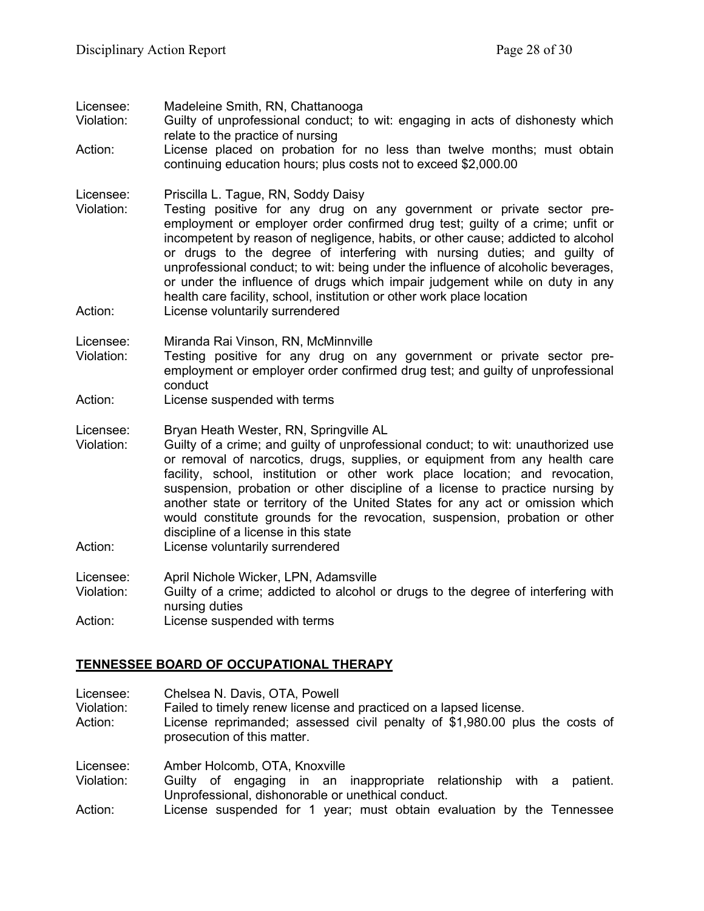Licensee: Madeleine Smith, RN, Chattanooga
Violation: Guilty of unprofessional conduct; to wit: engaging in acts of dishonesty which relate to the practice of nursing
Action: License placed on probation for no less than twelve months; must obtain continuing education hours; plus costs not to exceed $2,000.00

Licensee: Priscilla L. Tague, RN, Soddy Daisy
Violation: Testing positive for any drug on any government or private sector pre-employment or employer order confirmed drug test; guilty of a crime; unfit or incompetent by reason of negligence, habits, or other cause; addicted to alcohol or drugs to the degree of interfering with nursing duties; and guilty of unprofessional conduct; to wit: being under the influence of alcoholic beverages, or under the influence of drugs which impair judgement while on duty in any health care facility, school, institution or other work place location
Action: License voluntarily surrendered

Licensee: Miranda Rai Vinson, RN, McMinnville
Violation: Testing positive for any drug on any government or private sector pre-employment or employer order confirmed drug test; and guilty of unprofessional conduct
Action: License suspended with terms

Licensee: Bryan Heath Wester, RN, Springville AL
Violation: Guilty of a crime; and guilty of unprofessional conduct; to wit: unauthorized use or removal of narcotics, drugs, supplies, or equipment from any health care facility, school, institution or other work place location; and revocation, suspension, probation or other discipline of a license to practice nursing by another state or territory of the United States for any act or omission which would constitute grounds for the revocation, suspension, probation or other discipline of a license in this state
Action: License voluntarily surrendered

Licensee: April Nichole Wicker, LPN, Adamsville
Violation: Guilty of a crime; addicted to alcohol or drugs to the degree of interfering with nursing duties
Action: License suspended with terms

## TENNESSEE BOARD OF OCCUPATIONAL THERAPY

Licensee: Chelsea N. Davis, OTA, Powell
Violation: Failed to timely renew license and practiced on a lapsed license.
Action: License reprimanded; assessed civil penalty of $1,980.00 plus the costs of prosecution of this matter.

Licensee: Amber Holcomb, OTA, Knoxville
Violation: Guilty of engaging in an inappropriate relationship with a patient. Unprofessional, dishonorable or unethical conduct.
Action: License suspended for 1 year; must obtain evaluation by the Tennessee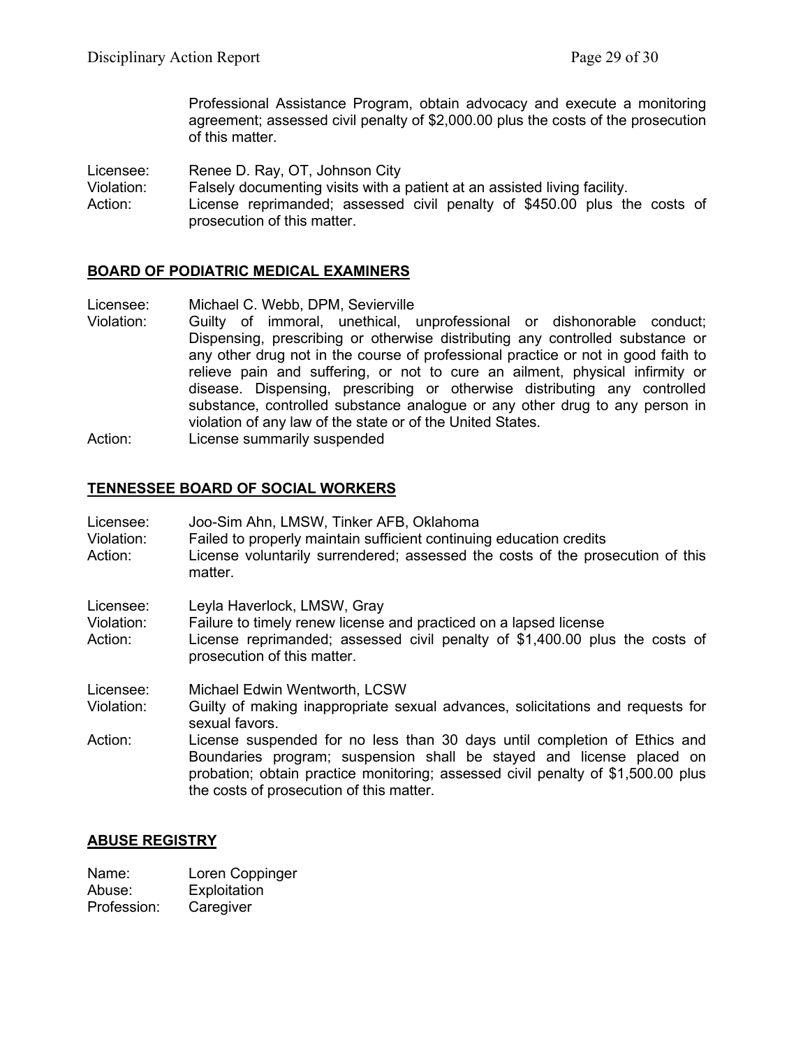Professional Assistance Program, obtain advocacy and execute a monitoring agreement; assessed civil penalty of $2,000.00 plus the costs of the prosecution of this matter.

Licensee: Renee D. Ray, OT, Johnson City
Violation: Falsely documenting visits with a patient at an assisted living facility.
Action: License reprimanded; assessed civil penalty of $450.00 plus the costs of prosecution of this matter.

## BOARD OF PODIATRIC MEDICAL EXAMINERS

Licensee: Michael C. Webb, DPM, Sevierville
Violation: Guilty of immoral, unethical, unprofessional or dishonorable conduct; Dispensing, prescribing or otherwise distributing any controlled substance or any other drug not in the course of professional practice or not in good faith to relieve pain and suffering, or not to cure an ailment, physical infirmity or disease. Dispensing, prescribing or otherwise distributing any controlled substance, controlled substance analogue or any other drug to any person in violation of any law of the state or of the United States.
Action: License summarily suspended

## TENNESSEE BOARD OF SOCIAL WORKERS

Licensee: Joo-Sim Ahn, LMSW, Tinker AFB, Oklahoma
Violation: Failed to properly maintain sufficient continuing education credits
Action: License voluntarily surrendered; assessed the costs of the prosecution of this matter.

Licensee: Leyla Haverlock, LMSW, Gray
Violation: Failure to timely renew license and practiced on a lapsed license
Action: License reprimanded; assessed civil penalty of $1,400.00 plus the costs of prosecution of this matter.

Licensee: Michael Edwin Wentworth, LCSW
Violation: Guilty of making inappropriate sexual advances, solicitations and requests for sexual favors.
Action: License suspended for no less than 30 days until completion of Ethics and Boundaries program; suspension shall be stayed and license placed on probation; obtain practice monitoring; assessed civil penalty of $1,500.00 plus the costs of prosecution of this matter.

## ABUSE REGISTRY

Name: Loren Coppinger
Abuse: Exploitation
Profession: Caregiver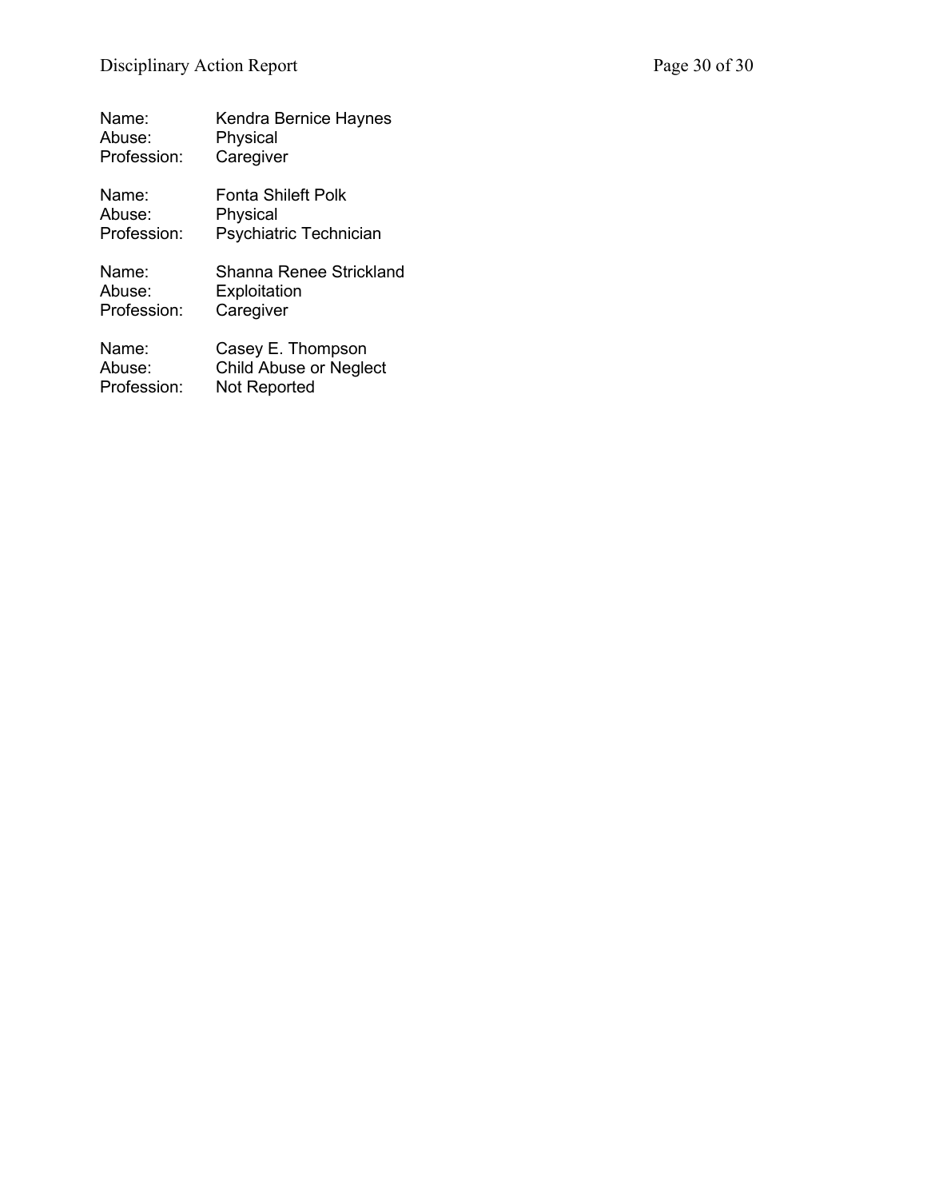Name: Kendra Bernice Haynes
Abuse: Physical
Profession: Caregiver

Name: Fonta Shileft Polk
Abuse: Physical
Profession: Psychiatric Technician

Name: Shanna Renee Strickland
Abuse: Exploitation
Profession: Caregiver

Name: Casey E. Thompson
Abuse: Child Abuse or Neglect
Profession: Not Reported